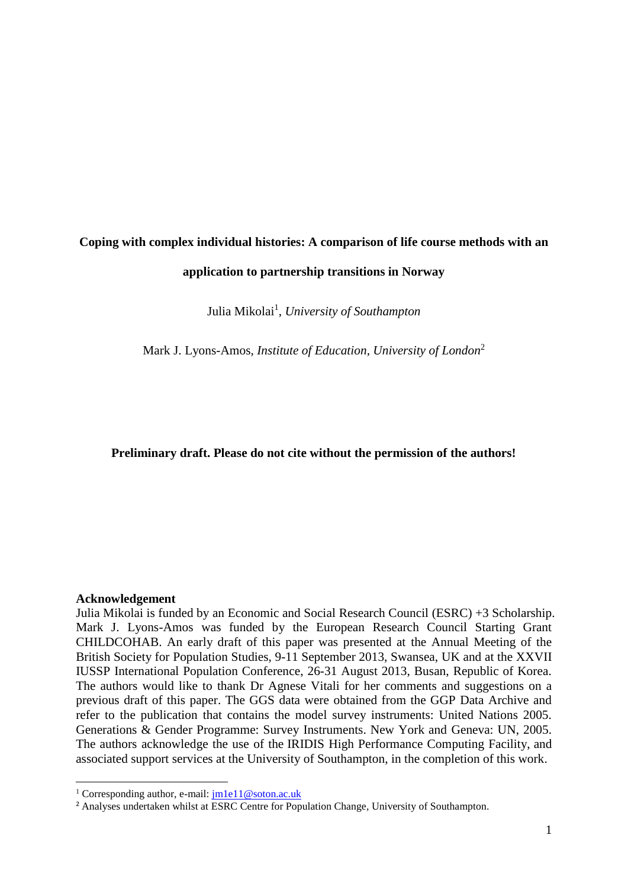# Coping with complex individual histories: A comparison of life course methods with an application to partnership transitions in Norway

Julia Mikolai[1], *University of Southampton*

Mark J. Lyons-Amos, *Institute of Education, University of London*[2]

**Preliminary draft. Please do not cite without the permission of the authors!**

**Acknowledgement**

Julia Mikolai is funded by an Economic and Social Research Council (ESRC) +3 Scholarship. Mark J. Lyons-Amos was funded by the European Research Council Starting Grant CHILDCOHAB. An early draft of this paper was presented at the Annual Meeting of the British Society for Population Studies, 9-11 September 2013, Swansea, UK and at the XXVII IUSSP International Population Conference, 26-31 August 2013, Busan, Republic of Korea. The authors would like to thank Dr Agnese Vitali for her comments and suggestions on a previous draft of this paper. The GGS data were obtained from the GGP Data Archive and refer to the publication that contains the model survey instruments: United Nations 2005. Generations & Gender Programme: Survey Instruments. New York and Geneva: UN, 2005. The authors acknowledge the use of the IRIDIS High Performance Computing Facility, and associated support services at the University of Southampton, in the completion of this work.

[1] Corresponding author, e-mail: jm1e11@soton.ac.uk

[2] Analyses undertaken whilst at ESRC Centre for Population Change, University of Southampton.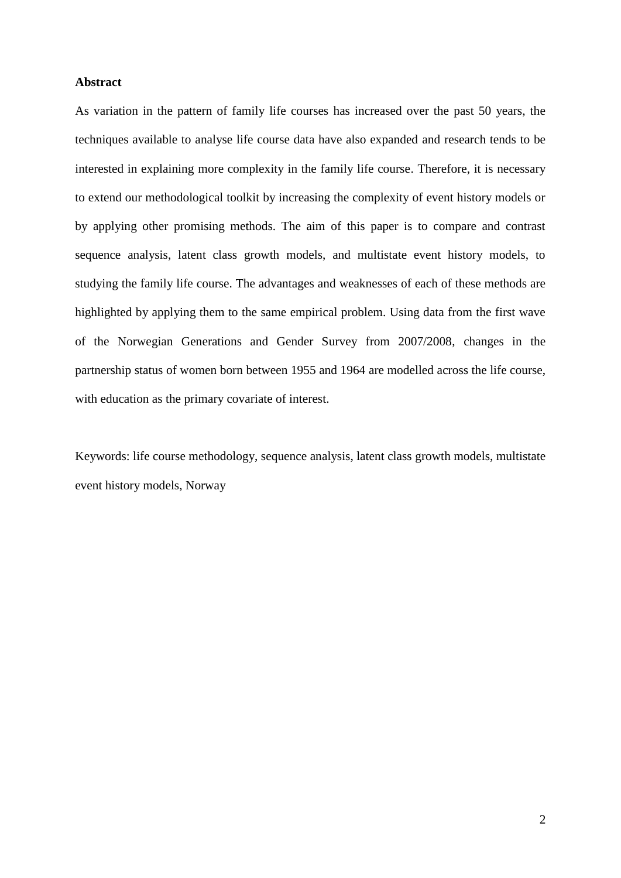## Abstract

As variation in the pattern of family life courses has increased over the past 50 years, the techniques available to analyse life course data have also expanded and research tends to be interested in explaining more complexity in the family life course. Therefore, it is necessary to extend our methodological toolkit by increasing the complexity of event history models or by applying other promising methods. The aim of this paper is to compare and contrast sequence analysis, latent class growth models, and multistate event history models, to studying the family life course. The advantages and weaknesses of each of these methods are highlighted by applying them to the same empirical problem. Using data from the first wave of the Norwegian Generations and Gender Survey from 2007/2008, changes in the partnership status of women born between 1955 and 1964 are modelled across the life course, with education as the primary covariate of interest.

Keywords: life course methodology, sequence analysis, latent class growth models, multistate event history models, Norway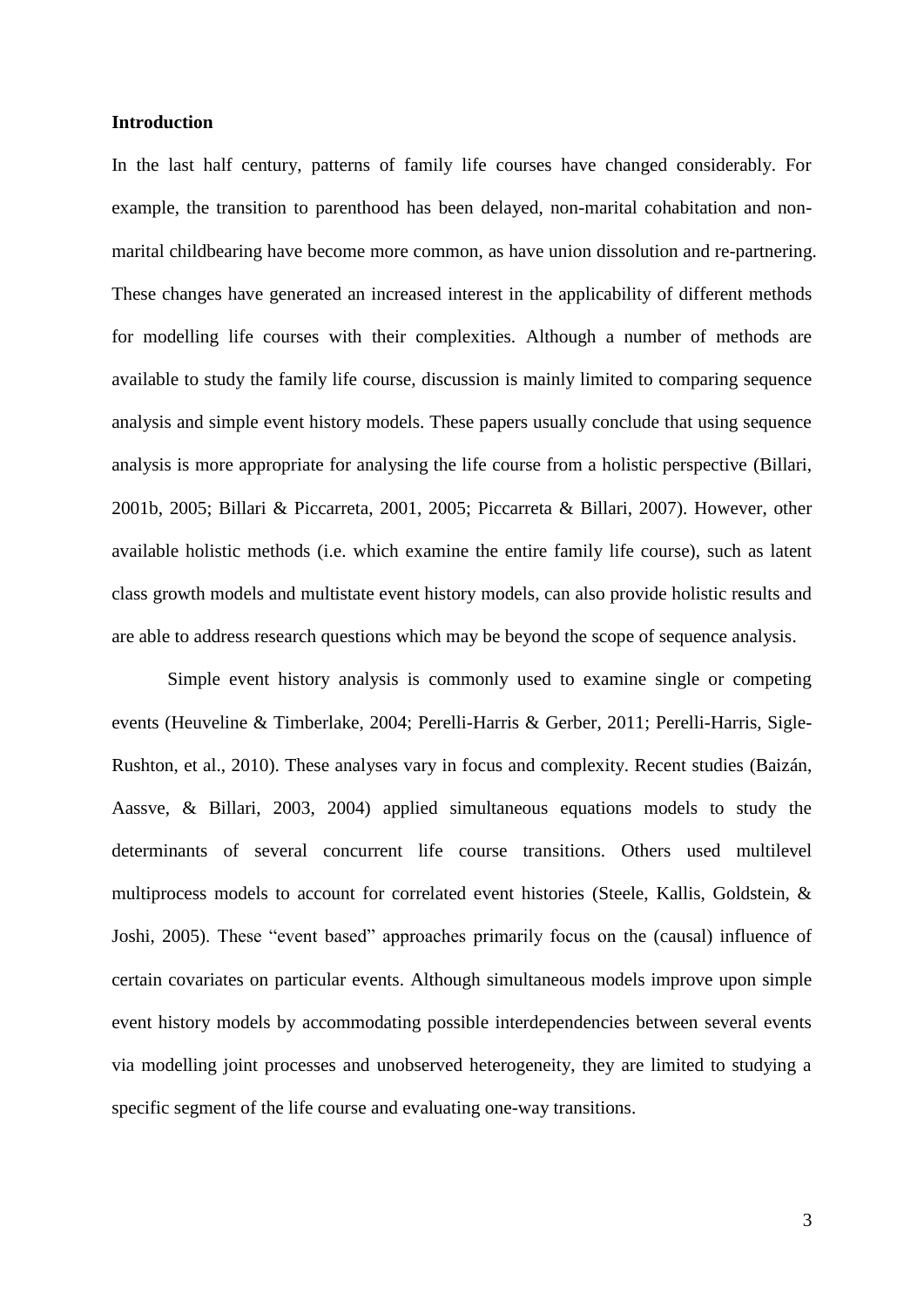## Introduction

In the last half century, patterns of family life courses have changed considerably. For example, the transition to parenthood has been delayed, non-marital cohabitation and non-marital childbearing have become more common, as have union dissolution and re-partnering. These changes have generated an increased interest in the applicability of different methods for modelling life courses with their complexities. Although a number of methods are available to study the family life course, discussion is mainly limited to comparing sequence analysis and simple event history models. These papers usually conclude that using sequence analysis is more appropriate for analysing the life course from a holistic perspective (Billari, 2001b, 2005; Billari & Piccarreta, 2001, 2005; Piccarreta & Billari, 2007). However, other available holistic methods (i.e. which examine the entire family life course), such as latent class growth models and multistate event history models, can also provide holistic results and are able to address research questions which may be beyond the scope of sequence analysis.

Simple event history analysis is commonly used to examine single or competing events (Heuveline & Timberlake, 2004; Perelli-Harris & Gerber, 2011; Perelli-Harris, Sigle-Rushton, et al., 2010). These analyses vary in focus and complexity. Recent studies (Baizán, Aassve, & Billari, 2003, 2004) applied simultaneous equations models to study the determinants of several concurrent life course transitions. Others used multilevel multiprocess models to account for correlated event histories (Steele, Kallis, Goldstein, & Joshi, 2005). These "event based" approaches primarily focus on the (causal) influence of certain covariates on particular events. Although simultaneous models improve upon simple event history models by accommodating possible interdependencies between several events via modelling joint processes and unobserved heterogeneity, they are limited to studying a specific segment of the life course and evaluating one-way transitions.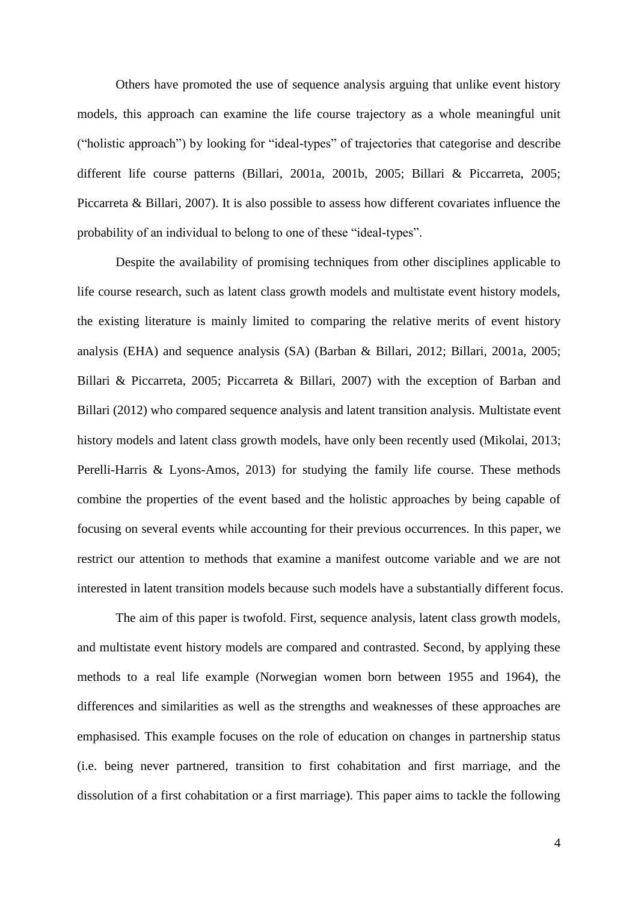Others have promoted the use of sequence analysis arguing that unlike event history models, this approach can examine the life course trajectory as a whole meaningful unit ("holistic approach") by looking for "ideal-types" of trajectories that categorise and describe different life course patterns (Billari, 2001a, 2001b, 2005; Billari & Piccarreta, 2005; Piccarreta & Billari, 2007). It is also possible to assess how different covariates influence the probability of an individual to belong to one of these "ideal-types".

Despite the availability of promising techniques from other disciplines applicable to life course research, such as latent class growth models and multistate event history models, the existing literature is mainly limited to comparing the relative merits of event history analysis (EHA) and sequence analysis (SA) (Barban & Billari, 2012; Billari, 2001a, 2005; Billari & Piccarreta, 2005; Piccarreta & Billari, 2007) with the exception of Barban and Billari (2012) who compared sequence analysis and latent transition analysis. Multistate event history models and latent class growth models, have only been recently used (Mikolai, 2013; Perelli-Harris & Lyons-Amos, 2013) for studying the family life course. These methods combine the properties of the event based and the holistic approaches by being capable of focusing on several events while accounting for their previous occurrences. In this paper, we restrict our attention to methods that examine a manifest outcome variable and we are not interested in latent transition models because such models have a substantially different focus.

The aim of this paper is twofold. First, sequence analysis, latent class growth models, and multistate event history models are compared and contrasted. Second, by applying these methods to a real life example (Norwegian women born between 1955 and 1964), the differences and similarities as well as the strengths and weaknesses of these approaches are emphasised. This example focuses on the role of education on changes in partnership status (i.e. being never partnered, transition to first cohabitation and first marriage, and the dissolution of a first cohabitation or a first marriage). This paper aims to tackle the following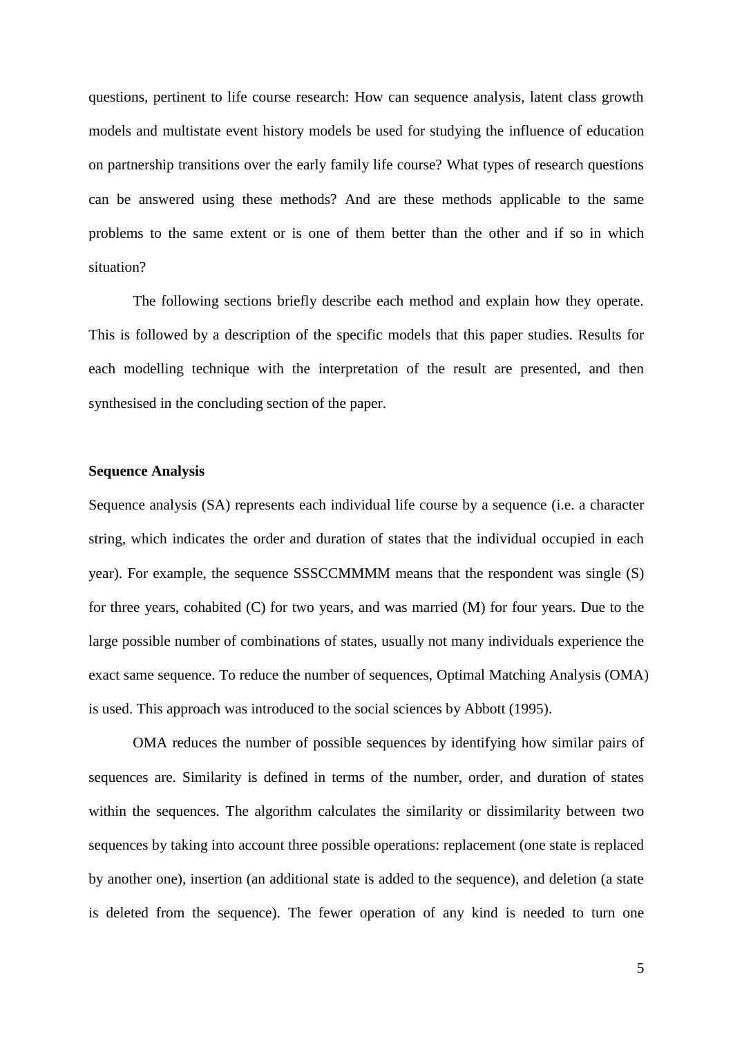questions, pertinent to life course research: How can sequence analysis, latent class growth models and multistate event history models be used for studying the influence of education on partnership transitions over the early family life course? What types of research questions can be answered using these methods? And are these methods applicable to the same problems to the same extent or is one of them better than the other and if so in which situation?

The following sections briefly describe each method and explain how they operate. This is followed by a description of the specific models that this paper studies. Results for each modelling technique with the interpretation of the result are presented, and then synthesised in the concluding section of the paper.

### Sequence Analysis

Sequence analysis (SA) represents each individual life course by a sequence (i.e. a character string, which indicates the order and duration of states that the individual occupied in each year). For example, the sequence SSSCCMMMM means that the respondent was single (S) for three years, cohabited (C) for two years, and was married (M) for four years. Due to the large possible number of combinations of states, usually not many individuals experience the exact same sequence. To reduce the number of sequences, Optimal Matching Analysis (OMA) is used. This approach was introduced to the social sciences by Abbott (1995).

OMA reduces the number of possible sequences by identifying how similar pairs of sequences are. Similarity is defined in terms of the number, order, and duration of states within the sequences. The algorithm calculates the similarity or dissimilarity between two sequences by taking into account three possible operations: replacement (one state is replaced by another one), insertion (an additional state is added to the sequence), and deletion (a state is deleted from the sequence). The fewer operation of any kind is needed to turn one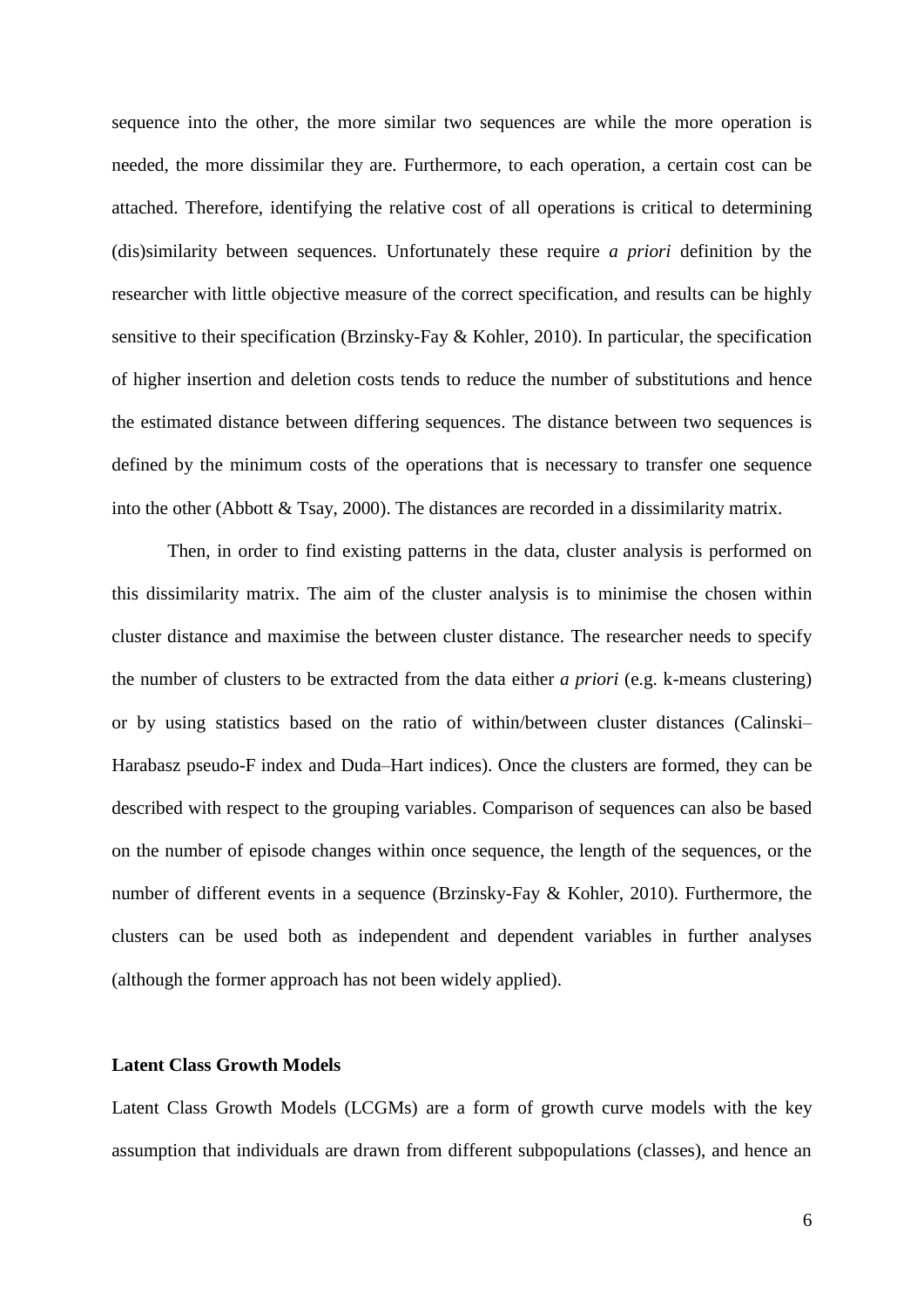sequence into the other, the more similar two sequences are while the more operation is needed, the more dissimilar they are. Furthermore, to each operation, a certain cost can be attached. Therefore, identifying the relative cost of all operations is critical to determining (dis)similarity between sequences. Unfortunately these require *a priori* definition by the researcher with little objective measure of the correct specification, and results can be highly sensitive to their specification (Brzinsky-Fay & Kohler, 2010). In particular, the specification of higher insertion and deletion costs tends to reduce the number of substitutions and hence the estimated distance between differing sequences. The distance between two sequences is defined by the minimum costs of the operations that is necessary to transfer one sequence into the other (Abbott & Tsay, 2000). The distances are recorded in a dissimilarity matrix.

Then, in order to find existing patterns in the data, cluster analysis is performed on this dissimilarity matrix. The aim of the cluster analysis is to minimise the chosen within cluster distance and maximise the between cluster distance. The researcher needs to specify the number of clusters to be extracted from the data either *a priori* (e.g. k-means clustering) or by using statistics based on the ratio of within/between cluster distances (Calinski–Harabasz pseudo-F index and Duda–Hart indices). Once the clusters are formed, they can be described with respect to the grouping variables. Comparison of sequences can also be based on the number of episode changes within once sequence, the length of the sequences, or the number of different events in a sequence (Brzinsky-Fay & Kohler, 2010). Furthermore, the clusters can be used both as independent and dependent variables in further analyses (although the former approach has not been widely applied).

**Latent Class Growth Models**

Latent Class Growth Models (LCGMs) are a form of growth curve models with the key assumption that individuals are drawn from different subpopulations (classes), and hence an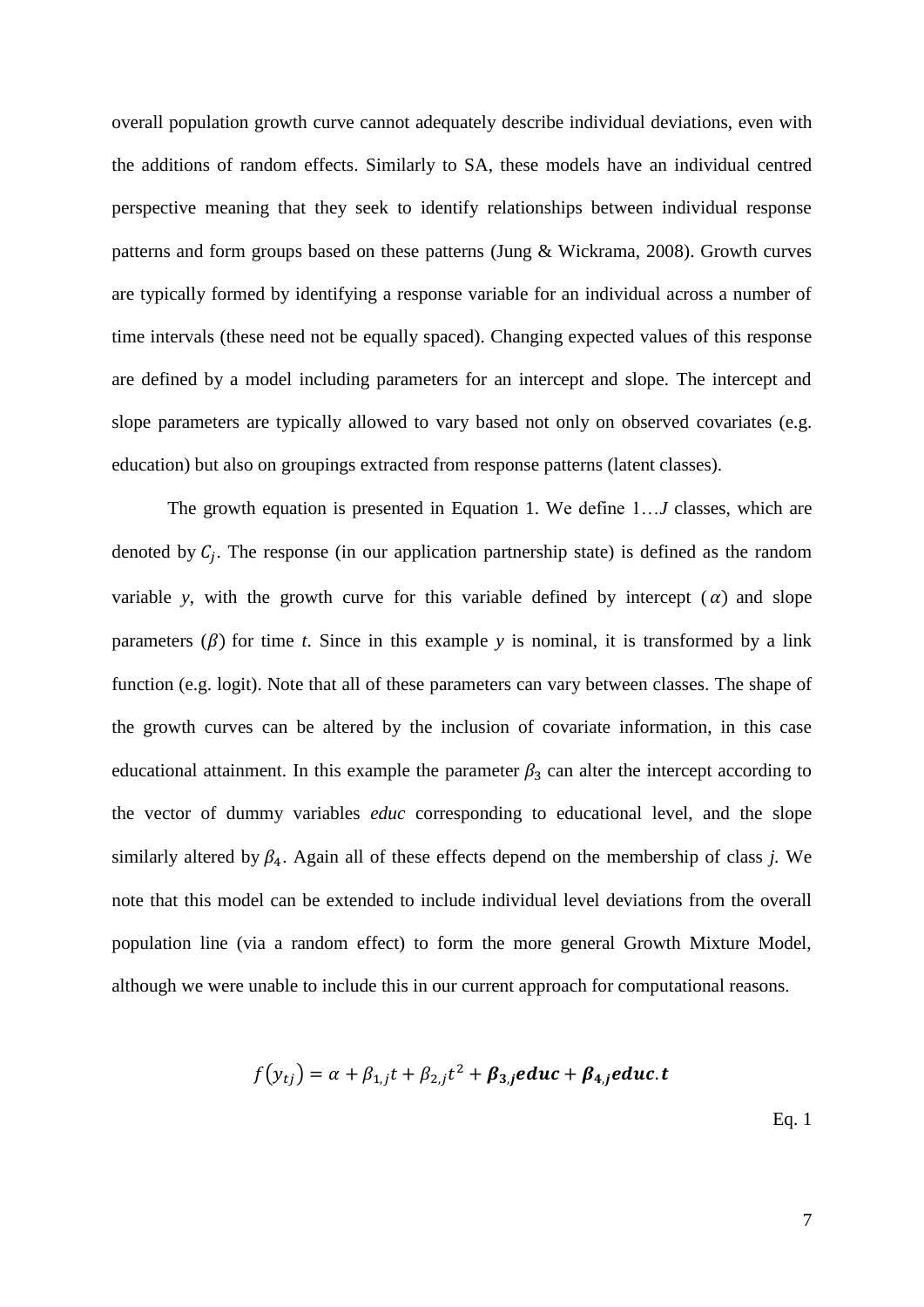overall population growth curve cannot adequately describe individual deviations, even with the additions of random effects. Similarly to SA, these models have an individual centred perspective meaning that they seek to identify relationships between individual response patterns and form groups based on these patterns (Jung & Wickrama, 2008). Growth curves are typically formed by identifying a response variable for an individual across a number of time intervals (these need not be equally spaced). Changing expected values of this response are defined by a model including parameters for an intercept and slope. The intercept and slope parameters are typically allowed to vary based not only on observed covariates (e.g. education) but also on groupings extracted from response patterns (latent classes).

The growth equation is presented in Equation 1. We define 1…*J* classes, which are denoted by $C_j$. The response (in our application partnership state) is defined as the random variable *y*, with the growth curve for this variable defined by intercept ($\alpha$) and slope parameters ($\beta$) for time *t*. Since in this example *y* is nominal, it is transformed by a link function (e.g. logit). Note that all of these parameters can vary between classes. The shape of the growth curves can be altered by the inclusion of covariate information, in this case educational attainment. In this example the parameter $\beta_3$ can alter the intercept according to the vector of dummy variables *educ* corresponding to educational level, and the slope similarly altered by $\beta_4$. Again all of these effects depend on the membership of class *j*. We note that this model can be extended to include individual level deviations from the overall population line (via a random effect) to form the more general Growth Mixture Model, although we were unable to include this in our current approach for computational reasons.

$$f(y_{tj}) = \alpha + \beta_{1,j}t + \beta_{2,j}t^2 + \boldsymbol{\beta_{3,j}educ} + \boldsymbol{\beta_{4,j}educ.t}$$

Eq. 1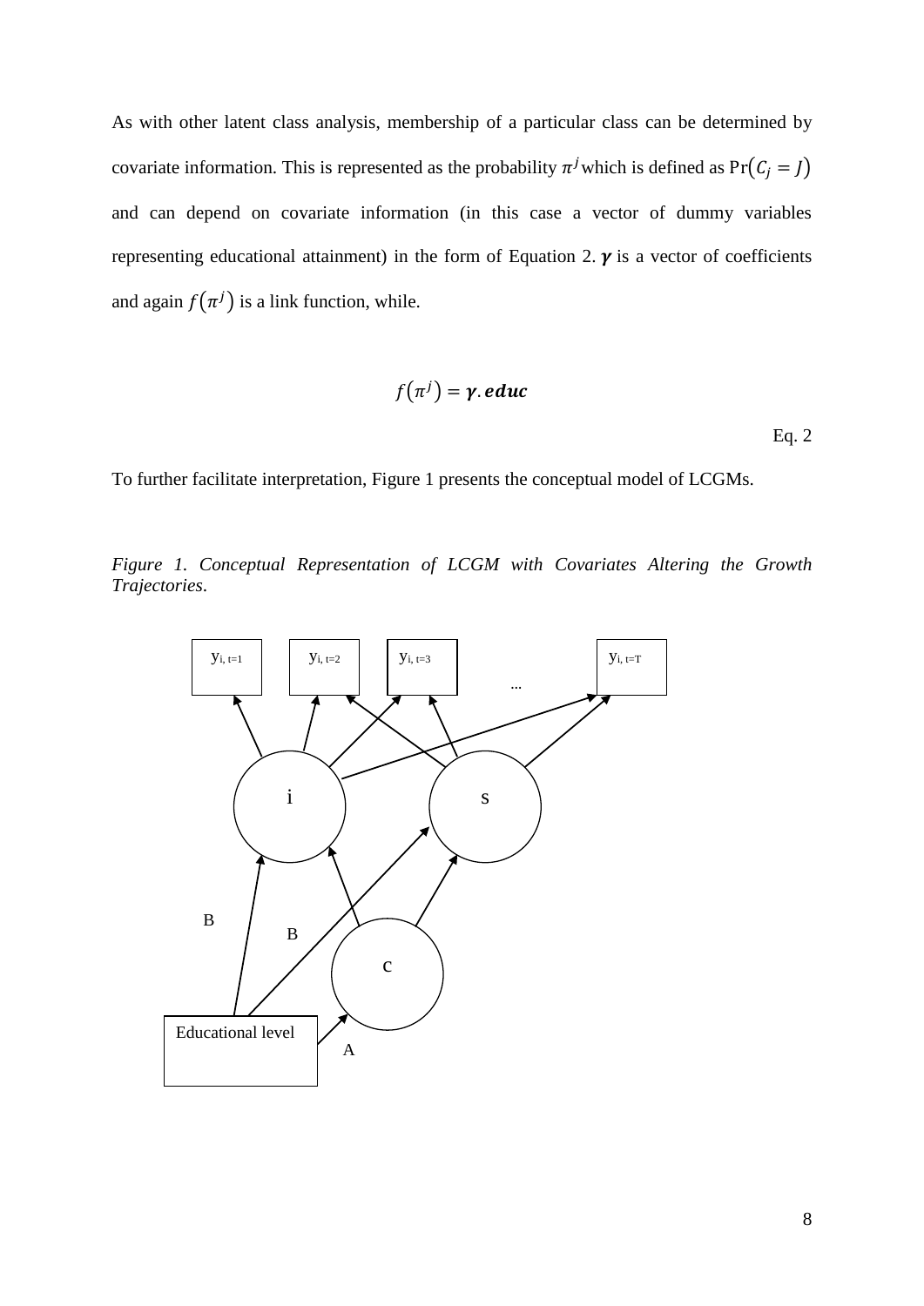As with other latent class analysis, membership of a particular class can be determined by covariate information. This is represented as the probability $\pi^j$ which is defined as $\Pr(C_j = J)$ and can depend on covariate information (in this case a vector of dummy variables representing educational attainment) in the form of Equation 2. $\boldsymbol{\gamma}$ is a vector of coefficients and again $f(\pi^j)$ is a link function, while.

$$f(\pi^j) = \boldsymbol{\gamma}.\boldsymbol{educ}$$

Eq. 2

To further facilitate interpretation, Figure 1 presents the conceptual model of LCGMs.

*Figure 1. Conceptual Representation of LCGM with Covariates Altering the Growth Trajectories.*

$y_{i,\,t=1}$ $y_{i,\,t=2}$ $y_{i,\,t=3}$ ... $y_{i,\,t=T}$

i s

B B

c

Educational level A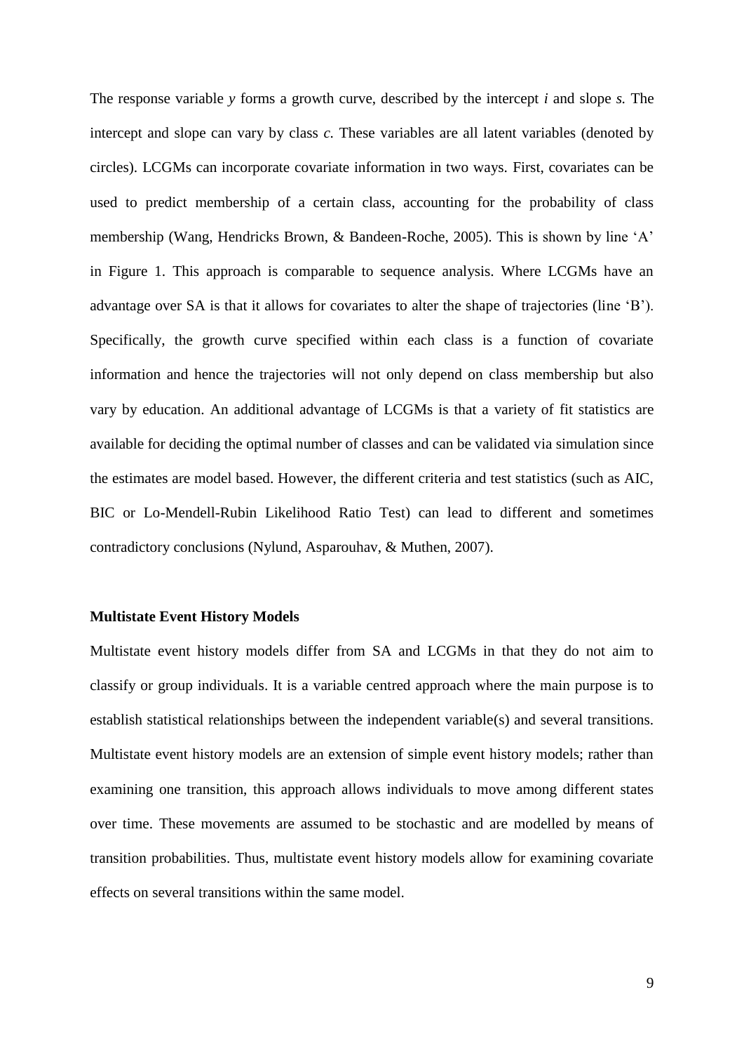The response variable *y* forms a growth curve, described by the intercept *i* and slope *s.* The intercept and slope can vary by class *c.* These variables are all latent variables (denoted by circles). LCGMs can incorporate covariate information in two ways. First, covariates can be used to predict membership of a certain class, accounting for the probability of class membership (Wang, Hendricks Brown, & Bandeen-Roche, 2005). This is shown by line 'A' in Figure 1. This approach is comparable to sequence analysis. Where LCGMs have an advantage over SA is that it allows for covariates to alter the shape of trajectories (line 'B'). Specifically, the growth curve specified within each class is a function of covariate information and hence the trajectories will not only depend on class membership but also vary by education. An additional advantage of LCGMs is that a variety of fit statistics are available for deciding the optimal number of classes and can be validated via simulation since the estimates are model based. However, the different criteria and test statistics (such as AIC, BIC or Lo-Mendell-Rubin Likelihood Ratio Test) can lead to different and sometimes contradictory conclusions (Nylund, Asparouhav, & Muthen, 2007).

**Multistate Event History Models**

Multistate event history models differ from SA and LCGMs in that they do not aim to classify or group individuals. It is a variable centred approach where the main purpose is to establish statistical relationships between the independent variable(s) and several transitions. Multistate event history models are an extension of simple event history models; rather than examining one transition, this approach allows individuals to move among different states over time. These movements are assumed to be stochastic and are modelled by means of transition probabilities. Thus, multistate event history models allow for examining covariate effects on several transitions within the same model.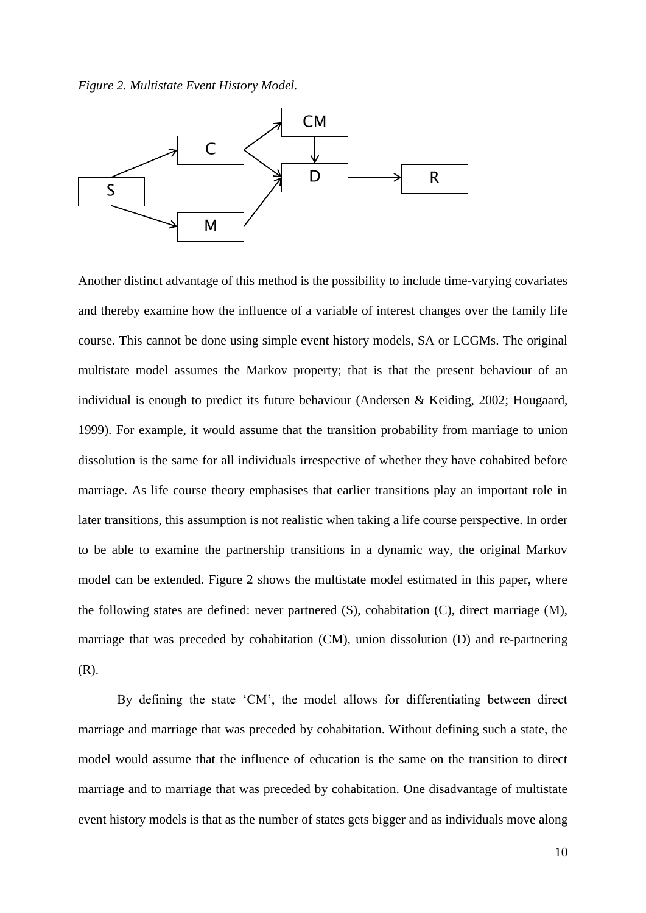*Figure 2. Multistate Event History Model.*

Another distinct advantage of this method is the possibility to include time-varying covariates and thereby examine how the influence of a variable of interest changes over the family life course. This cannot be done using simple event history models, SA or LCGMs. The original multistate model assumes the Markov property; that is that the present behaviour of an individual is enough to predict its future behaviour (Andersen & Keiding, 2002; Hougaard, 1999). For example, it would assume that the transition probability from marriage to union dissolution is the same for all individuals irrespective of whether they have cohabited before marriage. As life course theory emphasises that earlier transitions play an important role in later transitions, this assumption is not realistic when taking a life course perspective. In order to be able to examine the partnership transitions in a dynamic way, the original Markov model can be extended. Figure 2 shows the multistate model estimated in this paper, where the following states are defined: never partnered (S), cohabitation (C), direct marriage (M), marriage that was preceded by cohabitation (CM), union dissolution (D) and re-partnering (R).

By defining the state 'CM', the model allows for differentiating between direct marriage and marriage that was preceded by cohabitation. Without defining such a state, the model would assume that the influence of education is the same on the transition to direct marriage and to marriage that was preceded by cohabitation. One disadvantage of multistate event history models is that as the number of states gets bigger and as individuals move along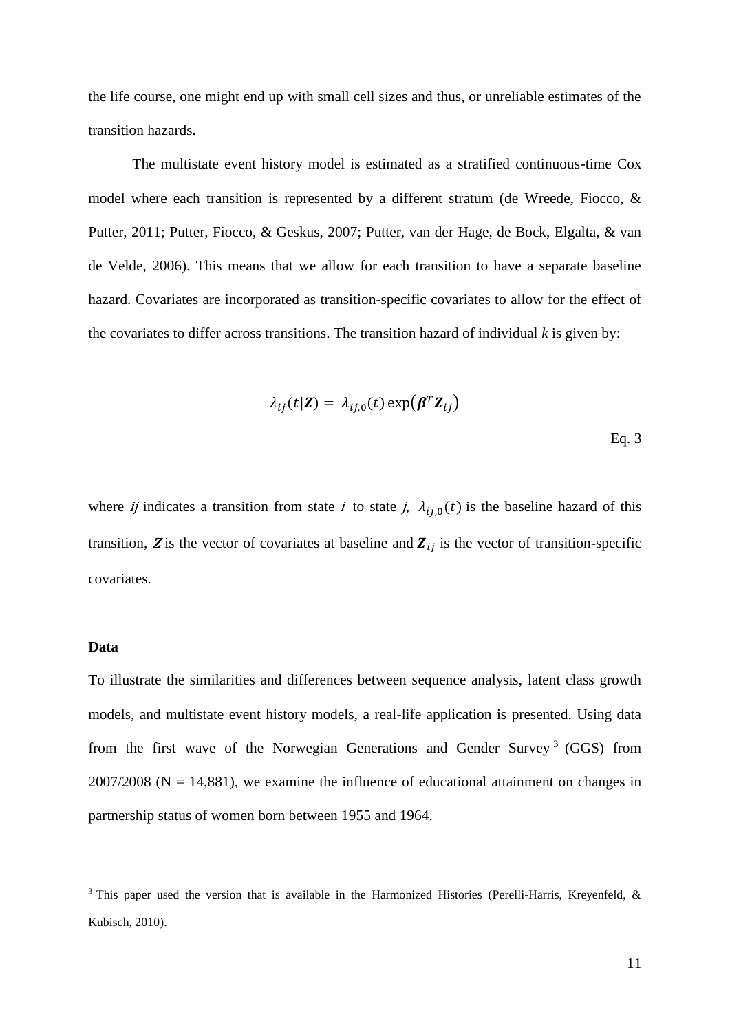the life course, one might end up with small cell sizes and thus, or unreliable estimates of the transition hazards.

The multistate event history model is estimated as a stratified continuous-time Cox model where each transition is represented by a different stratum (de Wreede, Fiocco, & Putter, 2011; Putter, Fiocco, & Geskus, 2007; Putter, van der Hage, de Bock, Elgalta, & van de Velde, 2006). This means that we allow for each transition to have a separate baseline hazard. Covariates are incorporated as transition-specific covariates to allow for the effect of the covariates to differ across transitions. The transition hazard of individual *k* is given by:

$$\lambda_{ij}(t|\boldsymbol{Z}) = \lambda_{ij,0}(t)\exp\left(\boldsymbol{\beta}^T \boldsymbol{Z}_{ij}\right)$$

Eq. 3

where *ij* indicates a transition from state $i$ to state $j$, $\lambda_{ij,0}(t)$ is the baseline hazard of this transition, $\boldsymbol{Z}$ is the vector of covariates at baseline and $\boldsymbol{Z}_{ij}$ is the vector of transition-specific covariates.

**Data**

To illustrate the similarities and differences between sequence analysis, latent class growth models, and multistate event history models, a real-life application is presented. Using data from the first wave of the Norwegian Generations and Gender Survey[3] (GGS) from 2007/2008 (N = 14,881), we examine the influence of educational attainment on changes in partnership status of women born between 1955 and 1964.

[3] This paper used the version that is available in the Harmonized Histories (Perelli-Harris, Kreyenfeld, & Kubisch, 2010).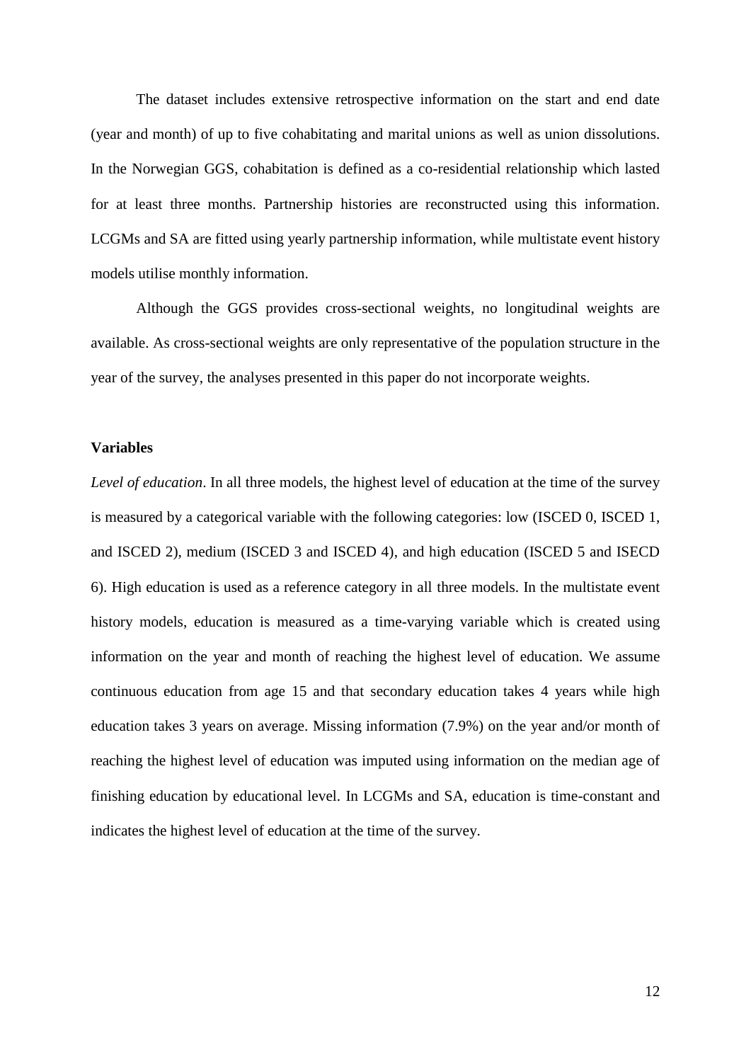The dataset includes extensive retrospective information on the start and end date (year and month) of up to five cohabitating and marital unions as well as union dissolutions. In the Norwegian GGS, cohabitation is defined as a co-residential relationship which lasted for at least three months. Partnership histories are reconstructed using this information. LCGMs and SA are fitted using yearly partnership information, while multistate event history models utilise monthly information.

Although the GGS provides cross-sectional weights, no longitudinal weights are available. As cross-sectional weights are only representative of the population structure in the year of the survey, the analyses presented in this paper do not incorporate weights.

**Variables**

*Level of education*. In all three models, the highest level of education at the time of the survey is measured by a categorical variable with the following categories: low (ISCED 0, ISCED 1, and ISCED 2), medium (ISCED 3 and ISCED 4), and high education (ISCED 5 and ISECD 6). High education is used as a reference category in all three models. In the multistate event history models, education is measured as a time-varying variable which is created using information on the year and month of reaching the highest level of education. We assume continuous education from age 15 and that secondary education takes 4 years while high education takes 3 years on average. Missing information (7.9%) on the year and/or month of reaching the highest level of education was imputed using information on the median age of finishing education by educational level. In LCGMs and SA, education is time-constant and indicates the highest level of education at the time of the survey.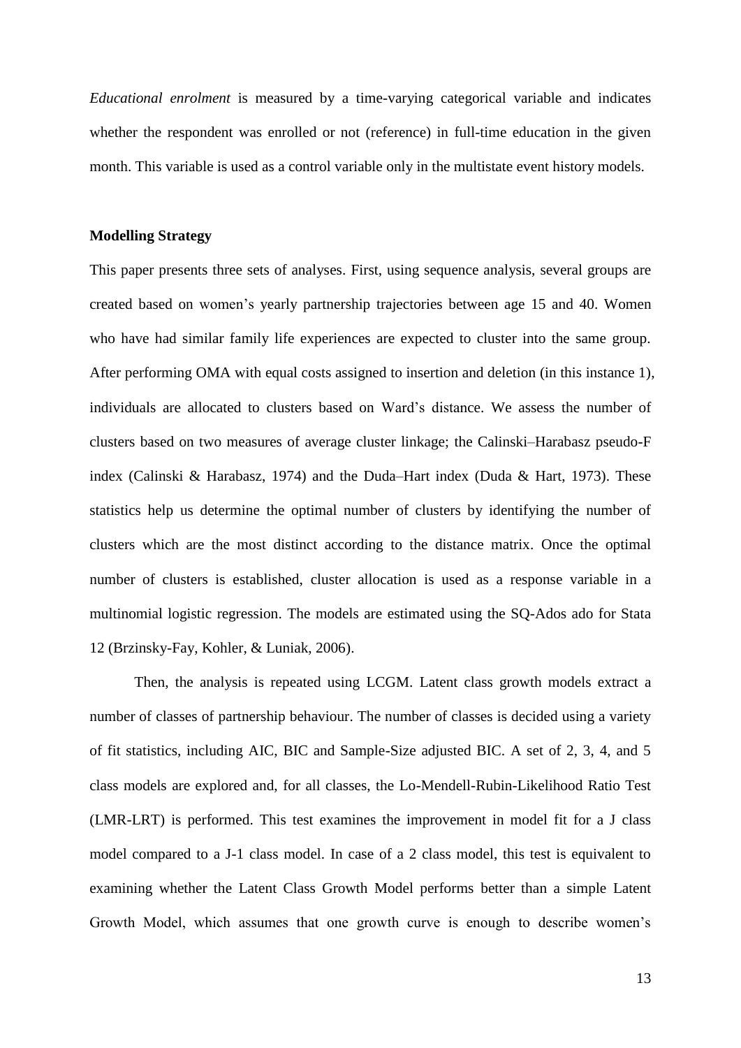*Educational enrolment* is measured by a time-varying categorical variable and indicates whether the respondent was enrolled or not (reference) in full-time education in the given month. This variable is used as a control variable only in the multistate event history models.

**Modelling Strategy**

This paper presents three sets of analyses. First, using sequence analysis, several groups are created based on women's yearly partnership trajectories between age 15 and 40. Women who have had similar family life experiences are expected to cluster into the same group. After performing OMA with equal costs assigned to insertion and deletion (in this instance 1), individuals are allocated to clusters based on Ward's distance. We assess the number of clusters based on two measures of average cluster linkage; the Calinski–Harabasz pseudo-F index (Calinski & Harabasz, 1974) and the Duda–Hart index (Duda & Hart, 1973). These statistics help us determine the optimal number of clusters by identifying the number of clusters which are the most distinct according to the distance matrix. Once the optimal number of clusters is established, cluster allocation is used as a response variable in a multinomial logistic regression. The models are estimated using the SQ-Ados ado for Stata 12 (Brzinsky-Fay, Kohler, & Luniak, 2006).

Then, the analysis is repeated using LCGM. Latent class growth models extract a number of classes of partnership behaviour. The number of classes is decided using a variety of fit statistics, including AIC, BIC and Sample-Size adjusted BIC. A set of 2, 3, 4, and 5 class models are explored and, for all classes, the Lo-Mendell-Rubin-Likelihood Ratio Test (LMR-LRT) is performed. This test examines the improvement in model fit for a J class model compared to a J-1 class model. In case of a 2 class model, this test is equivalent to examining whether the Latent Class Growth Model performs better than a simple Latent Growth Model, which assumes that one growth curve is enough to describe women's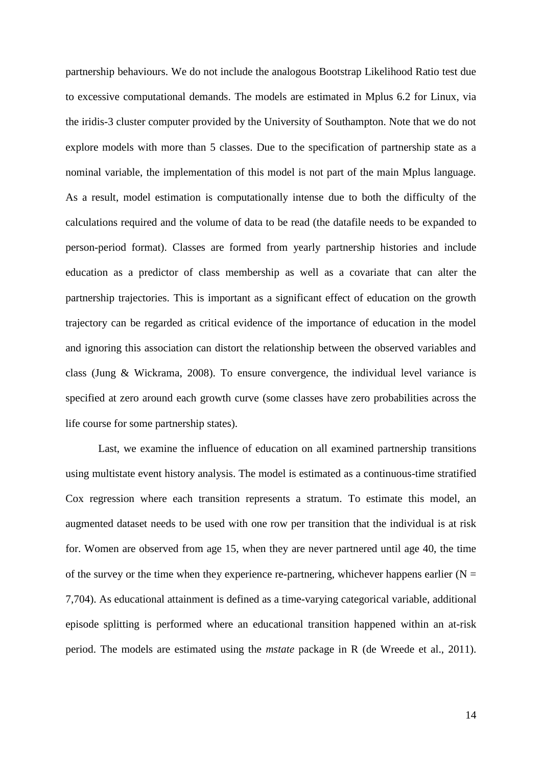partnership behaviours. We do not include the analogous Bootstrap Likelihood Ratio test due to excessive computational demands. The models are estimated in Mplus 6.2 for Linux, via the iridis-3 cluster computer provided by the University of Southampton. Note that we do not explore models with more than 5 classes. Due to the specification of partnership state as a nominal variable, the implementation of this model is not part of the main Mplus language. As a result, model estimation is computationally intense due to both the difficulty of the calculations required and the volume of data to be read (the datafile needs to be expanded to person-period format). Classes are formed from yearly partnership histories and include education as a predictor of class membership as well as a covariate that can alter the partnership trajectories. This is important as a significant effect of education on the growth trajectory can be regarded as critical evidence of the importance of education in the model and ignoring this association can distort the relationship between the observed variables and class (Jung & Wickrama, 2008). To ensure convergence, the individual level variance is specified at zero around each growth curve (some classes have zero probabilities across the life course for some partnership states).

Last, we examine the influence of education on all examined partnership transitions using multistate event history analysis. The model is estimated as a continuous-time stratified Cox regression where each transition represents a stratum. To estimate this model, an augmented dataset needs to be used with one row per transition that the individual is at risk for. Women are observed from age 15, when they are never partnered until age 40, the time of the survey or the time when they experience re-partnering, whichever happens earlier (N = 7,704). As educational attainment is defined as a time-varying categorical variable, additional episode splitting is performed where an educational transition happened within an at-risk period. The models are estimated using the *mstate* package in R (de Wreede et al., 2011).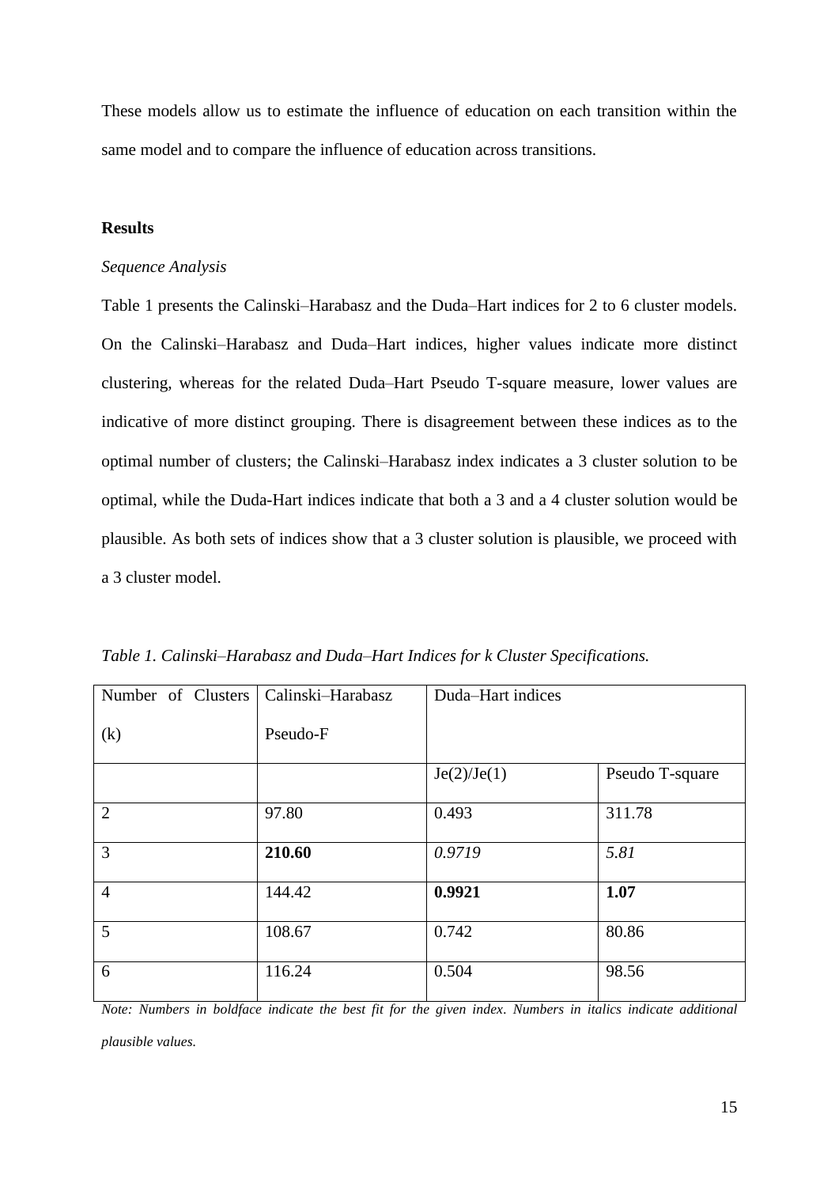These models allow us to estimate the influence of education on each transition within the same model and to compare the influence of education across transitions.

## Results

### *Sequence Analysis*

Table 1 presents the Calinski–Harabasz and the Duda–Hart indices for 2 to 6 cluster models. On the Calinski–Harabasz and Duda–Hart indices, higher values indicate more distinct clustering, whereas for the related Duda–Hart Pseudo T-square measure, lower values are indicative of more distinct grouping. There is disagreement between these indices as to the optimal number of clusters; the Calinski–Harabasz index indicates a 3 cluster solution to be optimal, while the Duda-Hart indices indicate that both a 3 and a 4 cluster solution would be plausible. As both sets of indices show that a 3 cluster solution is plausible, we proceed with a 3 cluster model.

*Table 1. Calinski–Harabasz and Duda–Hart Indices for k Cluster Specifications.*

| Number of Clusters (k) | Calinski–Harabasz Pseudo-F | Duda–Hart indices | |
|---|---|---|---|
| | | Je(2)/Je(1) | Pseudo T-square |
| 2 | 97.80 | 0.493 | 311.78 |
| 3 | **210.60** | *0.9719* | *5.81* |
| 4 | 144.42 | **0.9921** | **1.07** |
| 5 | 108.67 | 0.742 | 80.86 |
| 6 | 116.24 | 0.504 | 98.56 |

*Note: Numbers in boldface indicate the best fit for the given index. Numbers in italics indicate additional plausible values.*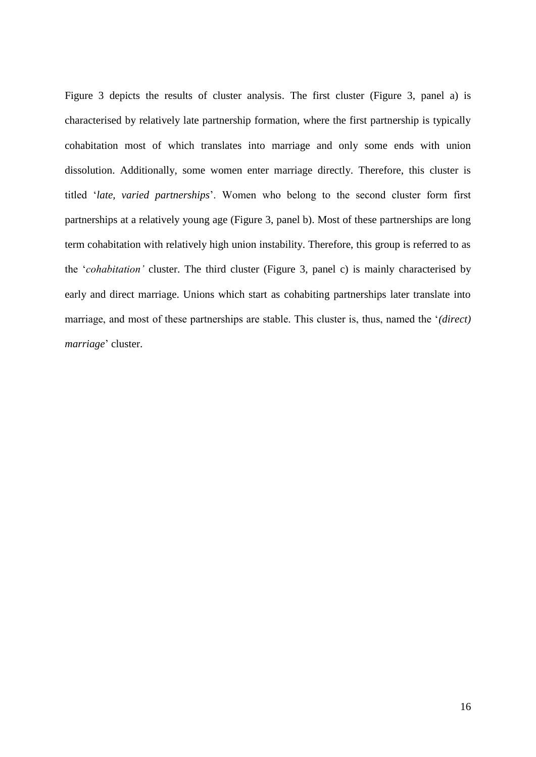Figure 3 depicts the results of cluster analysis. The first cluster (Figure 3, panel a) is characterised by relatively late partnership formation, where the first partnership is typically cohabitation most of which translates into marriage and only some ends with union dissolution. Additionally, some women enter marriage directly. Therefore, this cluster is titled '*late, varied partnerships*'. Women who belong to the second cluster form first partnerships at a relatively young age (Figure 3, panel b). Most of these partnerships are long term cohabitation with relatively high union instability. Therefore, this group is referred to as the '*cohabitation'* cluster. The third cluster (Figure 3, panel c) is mainly characterised by early and direct marriage. Unions which start as cohabiting partnerships later translate into marriage, and most of these partnerships are stable. This cluster is, thus, named the '*(direct) marriage*' cluster.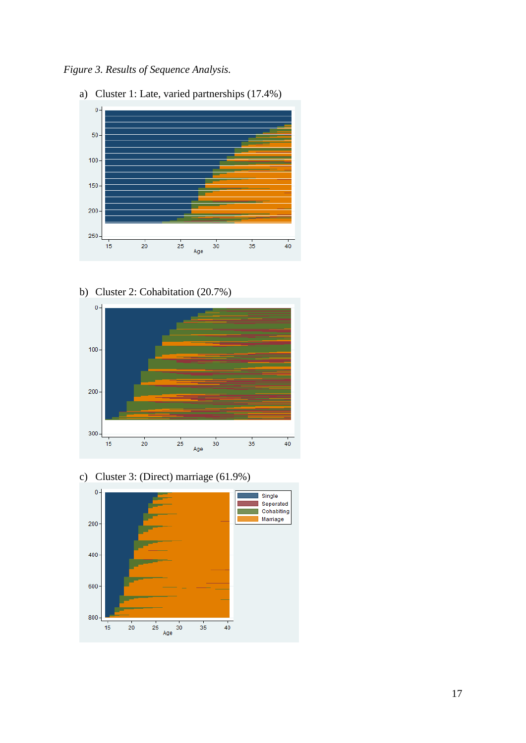*Figure 3. Results of Sequence Analysis.*

a) Cluster 1: Late, varied partnerships (17.4%)

b) Cluster 2: Cohabitation (20.7%)

c) Cluster 3: (Direct) marriage (61.9%)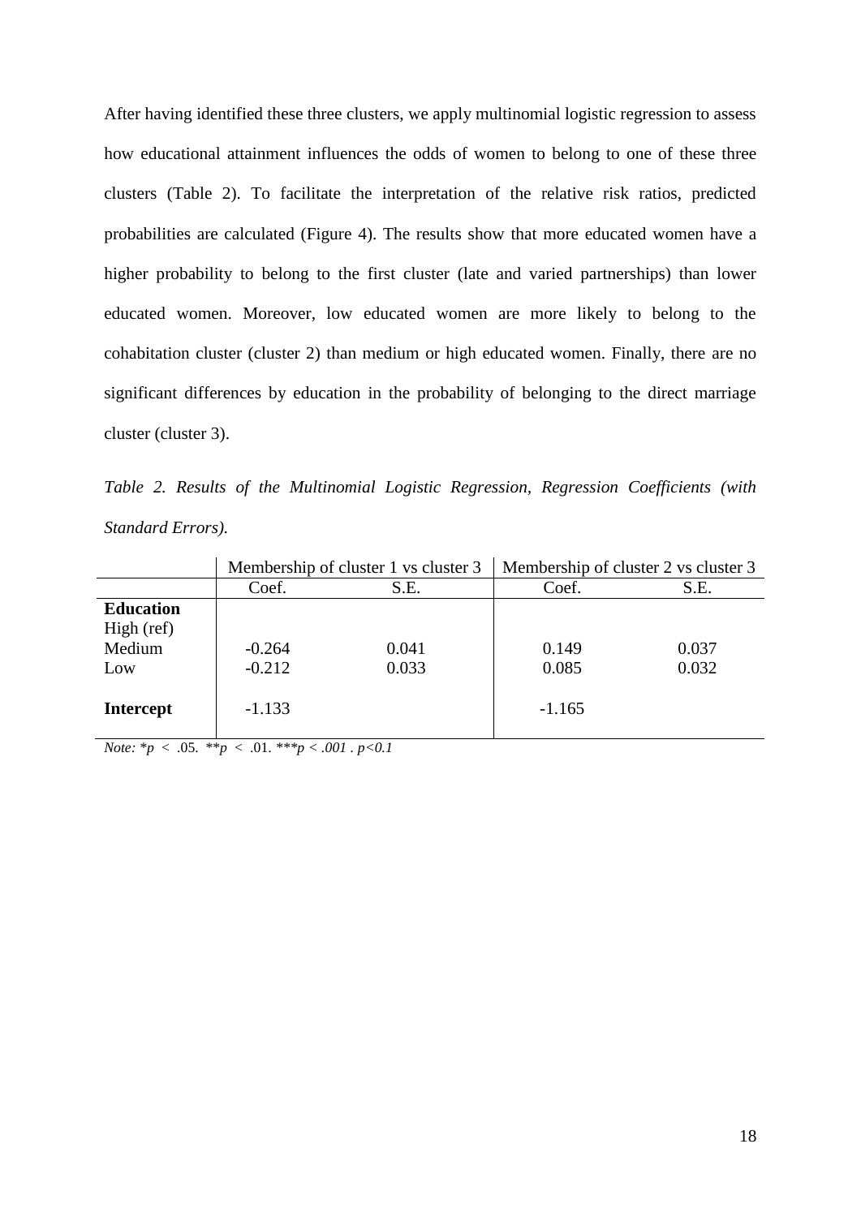After having identified these three clusters, we apply multinomial logistic regression to assess how educational attainment influences the odds of women to belong to one of these three clusters (Table 2). To facilitate the interpretation of the relative risk ratios, predicted probabilities are calculated (Figure 4). The results show that more educated women have a higher probability to belong to the first cluster (late and varied partnerships) than lower educated women. Moreover, low educated women are more likely to belong to the cohabitation cluster (cluster 2) than medium or high educated women. Finally, there are no significant differences by education in the probability of belonging to the direct marriage cluster (cluster 3).

*Table 2. Results of the Multinomial Logistic Regression, Regression Coefficients (with Standard Errors).*

| | Membership of cluster 1 vs cluster 3 | | Membership of cluster 2 vs cluster 3 | |
|---|---|---|---|---|
| | Coef. | S.E. | Coef. | S.E. |
| **Education** | | | | |
| High (ref) | | | | |
| Medium | -0.264 | 0.041 | 0.149 | 0.037 |
| Low | -0.212 | 0.033 | 0.085 | 0.032 |
| **Intercept** | -1.133 | | -1.165 | |

*Note:* *$p < .05$. **$p < .01$. ***$p < .001$ . $p<0.1$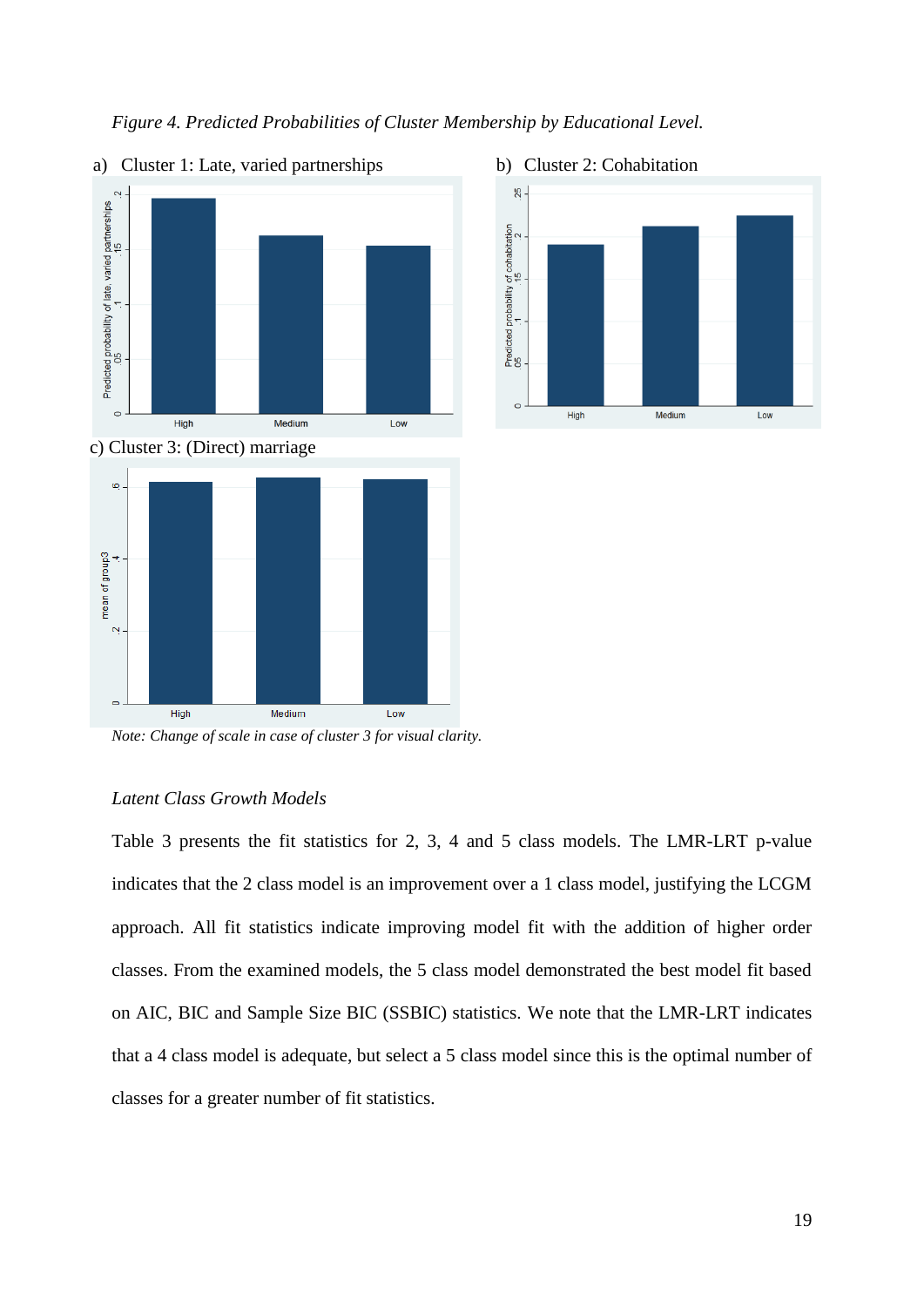*Figure 4. Predicted Probabilities of Cluster Membership by Educational Level.*

a) Cluster 1: Late, varied partnerships

b) Cluster 2: Cohabitation

c) Cluster 3: (Direct) marriage

*Note: Change of scale in case of cluster 3 for visual clarity.*

*Latent Class Growth Models*

Table 3 presents the fit statistics for 2, 3, 4 and 5 class models. The LMR-LRT p-value indicates that the 2 class model is an improvement over a 1 class model, justifying the LCGM approach. All fit statistics indicate improving model fit with the addition of higher order classes. From the examined models, the 5 class model demonstrated the best model fit based on AIC, BIC and Sample Size BIC (SSBIC) statistics. We note that the LMR-LRT indicates that a 4 class model is adequate, but select a 5 class model since this is the optimal number of classes for a greater number of fit statistics.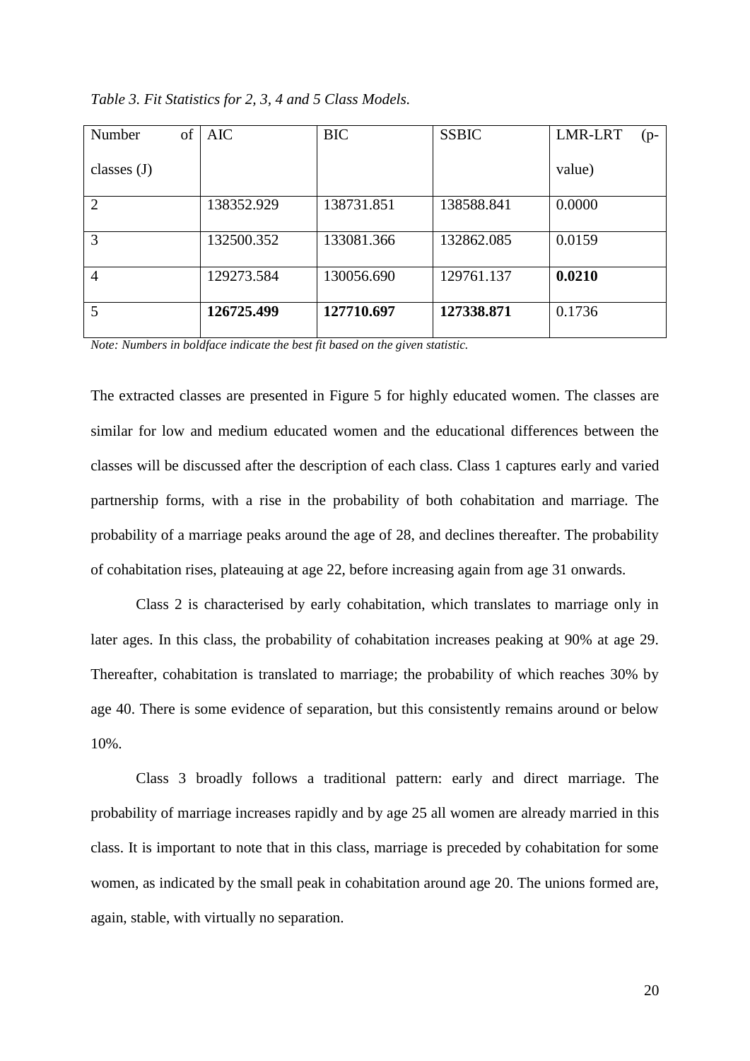*Table 3. Fit Statistics for 2, 3, 4 and 5 Class Models.*

| Number of classes (J) | AIC | BIC | SSBIC | LMR-LRT (p-value) |
|---|---|---|---|---|
| 2 | 138352.929 | 138731.851 | 138588.841 | 0.0000 |
| 3 | 132500.352 | 133081.366 | 132862.085 | 0.0159 |
| 4 | 129273.584 | 130056.690 | 129761.137 | **0.0210** |
| 5 | **126725.499** | **127710.697** | **127338.871** | 0.1736 |

*Note: Numbers in boldface indicate the best fit based on the given statistic.*

The extracted classes are presented in Figure 5 for highly educated women. The classes are similar for low and medium educated women and the educational differences between the classes will be discussed after the description of each class. Class 1 captures early and varied partnership forms, with a rise in the probability of both cohabitation and marriage. The probability of a marriage peaks around the age of 28, and declines thereafter. The probability of cohabitation rises, plateauing at age 22, before increasing again from age 31 onwards.

Class 2 is characterised by early cohabitation, which translates to marriage only in later ages. In this class, the probability of cohabitation increases peaking at 90% at age 29. Thereafter, cohabitation is translated to marriage; the probability of which reaches 30% by age 40. There is some evidence of separation, but this consistently remains around or below 10%.

Class 3 broadly follows a traditional pattern: early and direct marriage. The probability of marriage increases rapidly and by age 25 all women are already married in this class. It is important to note that in this class, marriage is preceded by cohabitation for some women, as indicated by the small peak in cohabitation around age 20. The unions formed are, again, stable, with virtually no separation.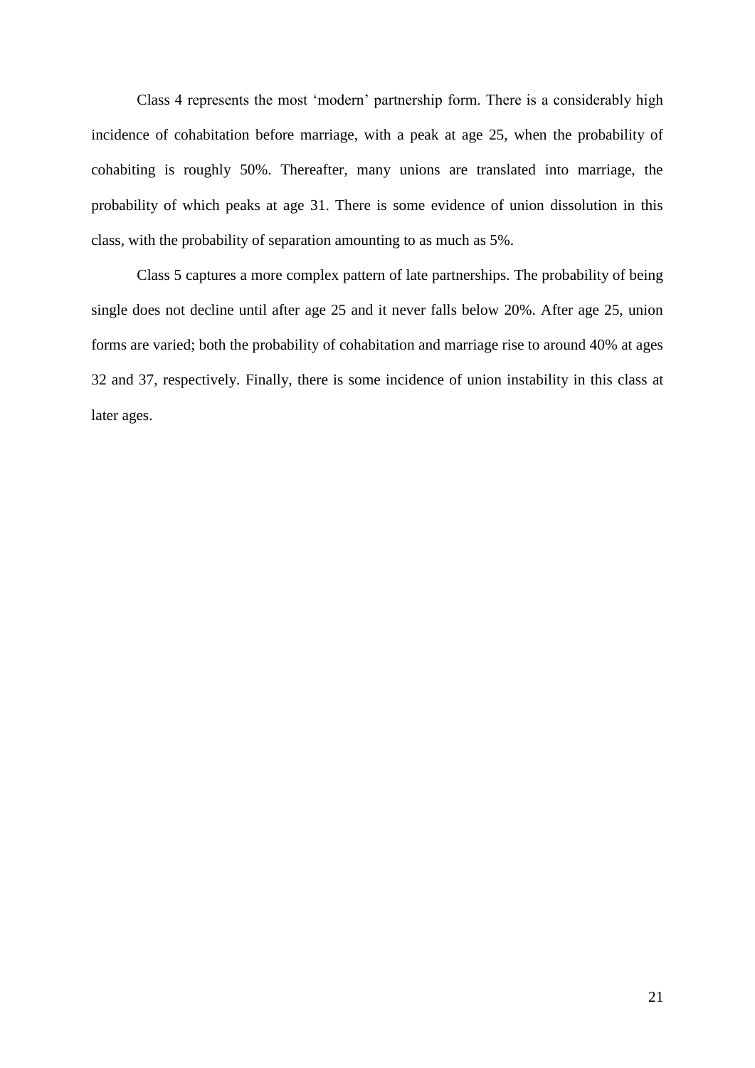Class 4 represents the most 'modern' partnership form. There is a considerably high incidence of cohabitation before marriage, with a peak at age 25, when the probability of cohabiting is roughly 50%. Thereafter, many unions are translated into marriage, the probability of which peaks at age 31. There is some evidence of union dissolution in this class, with the probability of separation amounting to as much as 5%.

Class 5 captures a more complex pattern of late partnerships. The probability of being single does not decline until after age 25 and it never falls below 20%. After age 25, union forms are varied; both the probability of cohabitation and marriage rise to around 40% at ages 32 and 37, respectively. Finally, there is some incidence of union instability in this class at later ages.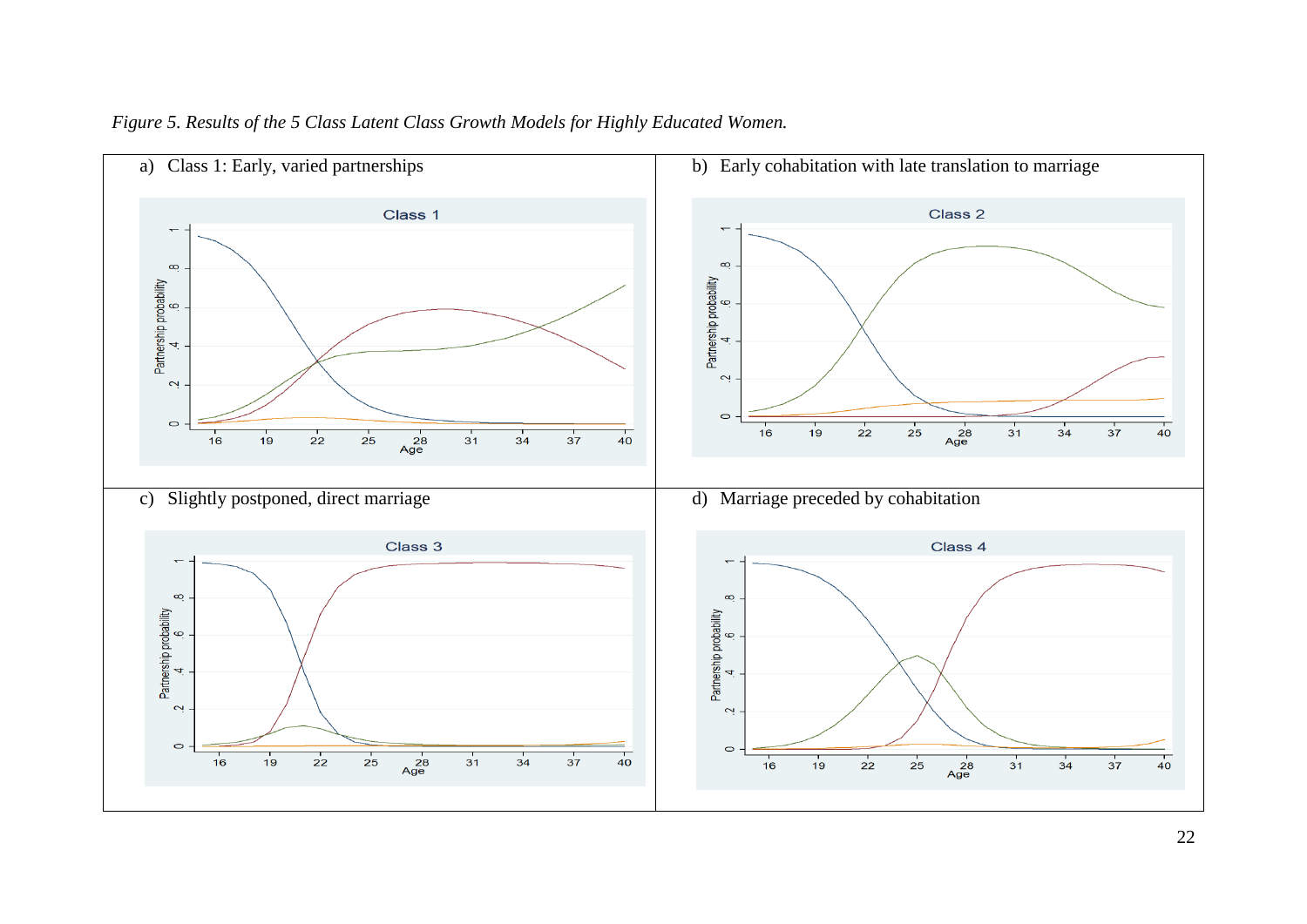*Figure 5. Results of the 5 Class Latent Class Growth Models for Highly Educated Women.*

| a) Class 1: Early, varied partnerships | b) Early cohabitation with late translation to marriage |
| --- | --- |
| c) Slightly postponed, direct marriage | d) Marriage preceded by cohabitation |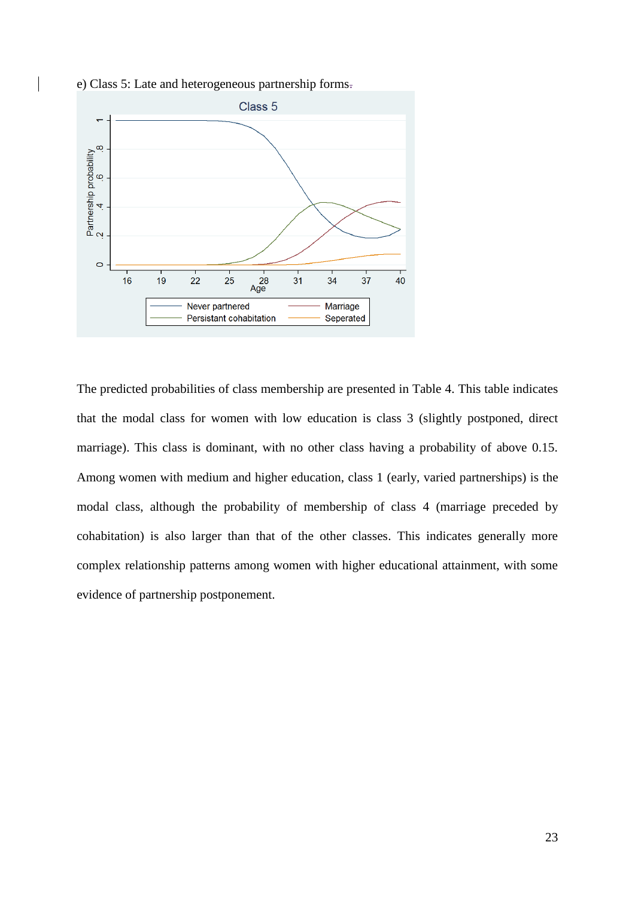e) Class 5: Late and heterogeneous partnership forms.

The predicted probabilities of class membership are presented in Table 4. This table indicates that the modal class for women with low education is class 3 (slightly postponed, direct marriage). This class is dominant, with no other class having a probability of above 0.15. Among women with medium and higher education, class 1 (early, varied partnerships) is the modal class, although the probability of membership of class 4 (marriage preceded by cohabitation) is also larger than that of the other classes. This indicates generally more complex relationship patterns among women with higher educational attainment, with some evidence of partnership postponement.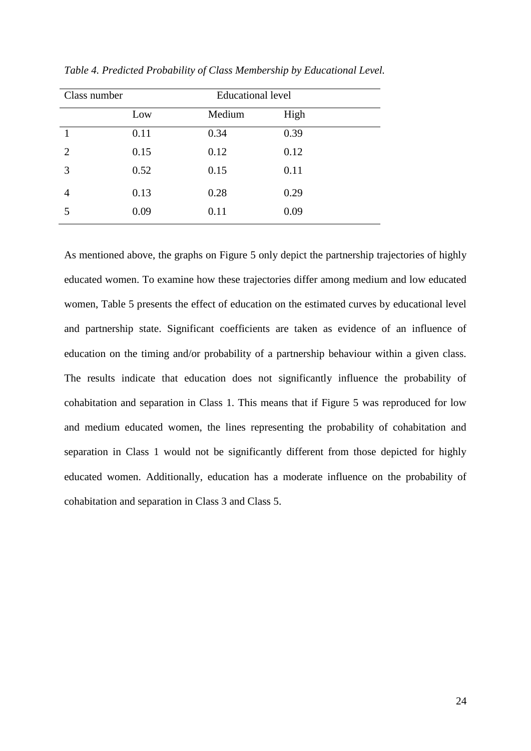*Table 4. Predicted Probability of Class Membership by Educational Level.*

| Class number | Educational level | | |
|---|---|---|---|
| | Low | Medium | High |
| 1 | 0.11 | 0.34 | 0.39 |
| 2 | 0.15 | 0.12 | 0.12 |
| 3 | 0.52 | 0.15 | 0.11 |
| 4 | 0.13 | 0.28 | 0.29 |
| 5 | 0.09 | 0.11 | 0.09 |

As mentioned above, the graphs on Figure 5 only depict the partnership trajectories of highly educated women. To examine how these trajectories differ among medium and low educated women, Table 5 presents the effect of education on the estimated curves by educational level and partnership state. Significant coefficients are taken as evidence of an influence of education on the timing and/or probability of a partnership behaviour within a given class. The results indicate that education does not significantly influence the probability of cohabitation and separation in Class 1. This means that if Figure 5 was reproduced for low and medium educated women, the lines representing the probability of cohabitation and separation in Class 1 would not be significantly different from those depicted for highly educated women. Additionally, education has a moderate influence on the probability of cohabitation and separation in Class 3 and Class 5.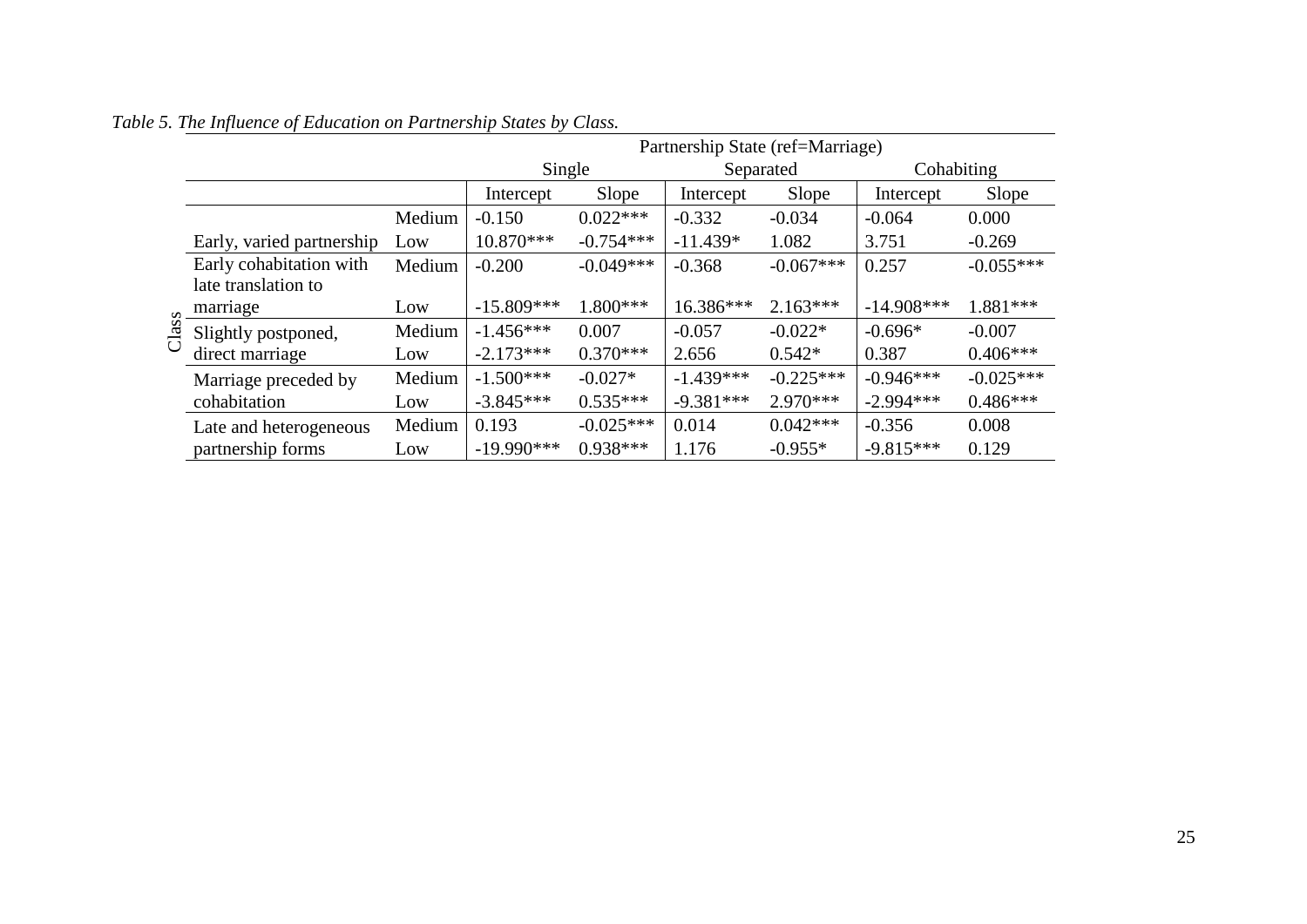*Table 5. The Influence of Education on Partnership States by Class.*

| Class | | Partnership State (ref=Marriage) | | | | | |
|---|---|---|---|---|---|---|---|
| | | Single | | Separated | | Cohabiting | |
| | | Intercept | Slope | Intercept | Slope | Intercept | Slope |
| Early, varied partnership | Medium | -0.150 | 0.022*** | -0.332 | -0.034 | -0.064 | 0.000 |
| | Low | 10.870*** | -0.754*** | -11.439* | 1.082 | 3.751 | -0.269 |
| Early cohabitation with late translation to marriage | Medium | -0.200 | -0.049*** | -0.368 | -0.067*** | 0.257 | -0.055*** |
| | Low | -15.809*** | 1.800*** | 16.386*** | 2.163*** | -14.908*** | 1.881*** |
| Slightly postponed, direct marriage | Medium | -1.456*** | 0.007 | -0.057 | -0.022* | -0.696* | -0.007 |
| | Low | -2.173*** | 0.370*** | 2.656 | 0.542* | 0.387 | 0.406*** |
| Marriage preceded by cohabitation | Medium | -1.500*** | -0.027* | -1.439*** | -0.225*** | -0.946*** | -0.025*** |
| | Low | -3.845*** | 0.535*** | -9.381*** | 2.970*** | -2.994*** | 0.486*** |
| Late and heterogeneous partnership forms | Medium | 0.193 | -0.025*** | 0.014 | 0.042*** | -0.356 | 0.008 |
| | Low | -19.990*** | 0.938*** | 1.176 | -0.955* | -9.815*** | 0.129 |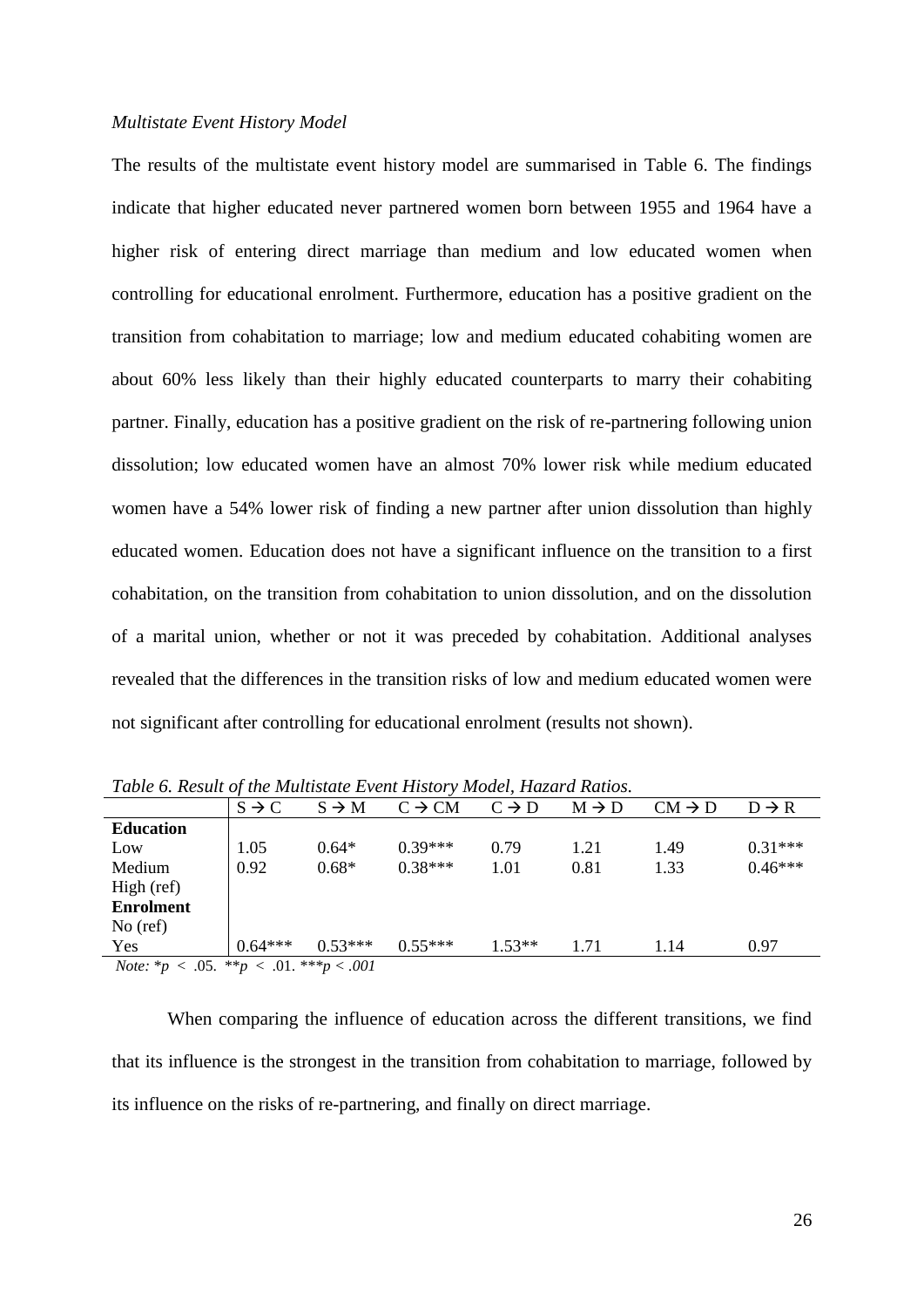*Multistate Event History Model*

The results of the multistate event history model are summarised in Table 6. The findings indicate that higher educated never partnered women born between 1955 and 1964 have a higher risk of entering direct marriage than medium and low educated women when controlling for educational enrolment. Furthermore, education has a positive gradient on the transition from cohabitation to marriage; low and medium educated cohabiting women are about 60% less likely than their highly educated counterparts to marry their cohabiting partner. Finally, education has a positive gradient on the risk of re-partnering following union dissolution; low educated women have an almost 70% lower risk while medium educated women have a 54% lower risk of finding a new partner after union dissolution than highly educated women. Education does not have a significant influence on the transition to a first cohabitation, on the transition from cohabitation to union dissolution, and on the dissolution of a marital union, whether or not it was preceded by cohabitation. Additional analyses revealed that the differences in the transition risks of low and medium educated women were not significant after controlling for educational enrolment (results not shown).

*Table 6. Result of the Multistate Event History Model, Hazard Ratios.*

| | S → C | S → M | C → CM | C → D | M → D | CM → D | D → R |
|---|---|---|---|---|---|---|---|
| **Education** | | | | | | | |
| Low | 1.05 | 0.64* | 0.39*** | 0.79 | 1.21 | 1.49 | 0.31*** |
| Medium | 0.92 | 0.68* | 0.38*** | 1.01 | 0.81 | 1.33 | 0.46*** |
| High (ref) | | | | | | | |
| **Enrolment** | | | | | | | |
| No (ref) | | | | | | | |
| Yes | 0.64*** | 0.53*** | 0.55*** | 1.53** | 1.71 | 1.14 | 0.97 |

*Note:* *$p < .05$. **$p < .01$. ***$p < .001$

When comparing the influence of education across the different transitions, we find that its influence is the strongest in the transition from cohabitation to marriage, followed by its influence on the risks of re-partnering, and finally on direct marriage.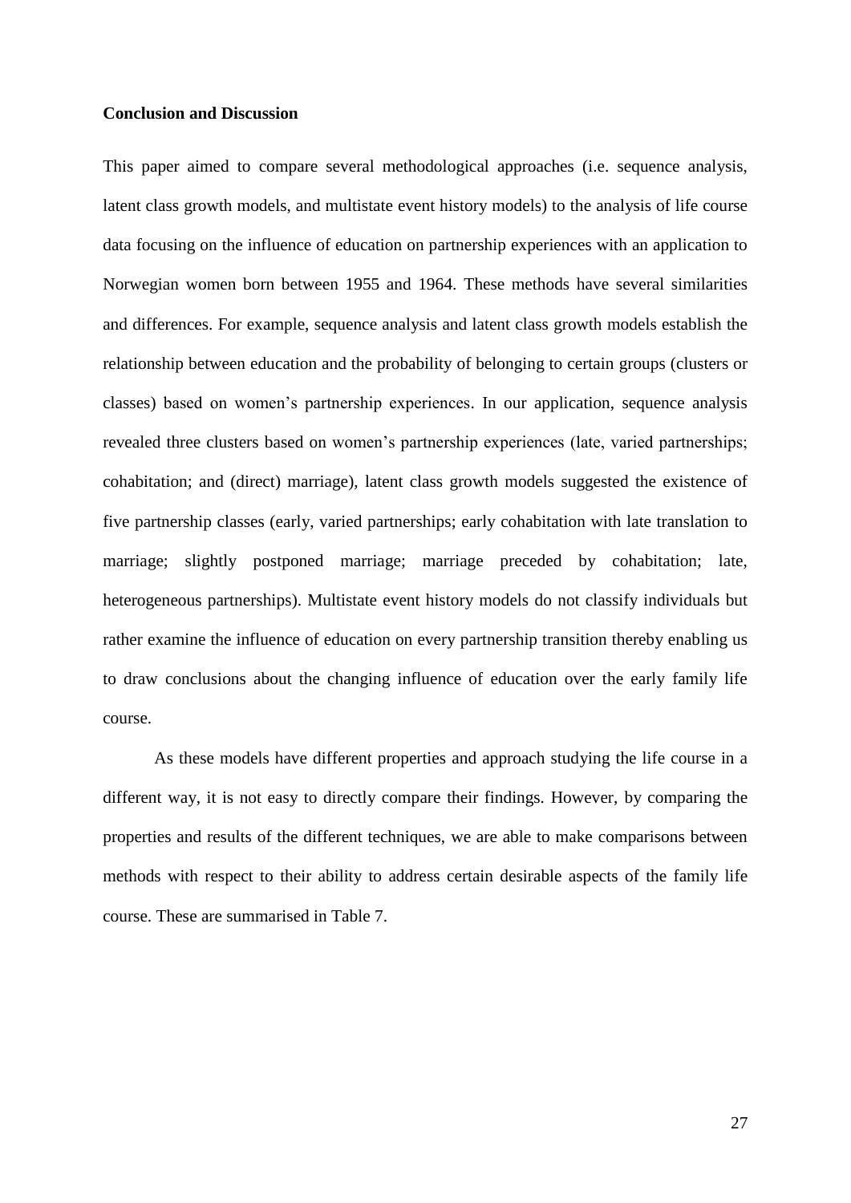## Conclusion and Discussion

This paper aimed to compare several methodological approaches (i.e. sequence analysis, latent class growth models, and multistate event history models) to the analysis of life course data focusing on the influence of education on partnership experiences with an application to Norwegian women born between 1955 and 1964. These methods have several similarities and differences. For example, sequence analysis and latent class growth models establish the relationship between education and the probability of belonging to certain groups (clusters or classes) based on women's partnership experiences. In our application, sequence analysis revealed three clusters based on women's partnership experiences (late, varied partnerships; cohabitation; and (direct) marriage), latent class growth models suggested the existence of five partnership classes (early, varied partnerships; early cohabitation with late translation to marriage; slightly postponed marriage; marriage preceded by cohabitation; late, heterogeneous partnerships). Multistate event history models do not classify individuals but rather examine the influence of education on every partnership transition thereby enabling us to draw conclusions about the changing influence of education over the early family life course.

As these models have different properties and approach studying the life course in a different way, it is not easy to directly compare their findings. However, by comparing the properties and results of the different techniques, we are able to make comparisons between methods with respect to their ability to address certain desirable aspects of the family life course. These are summarised in Table 7.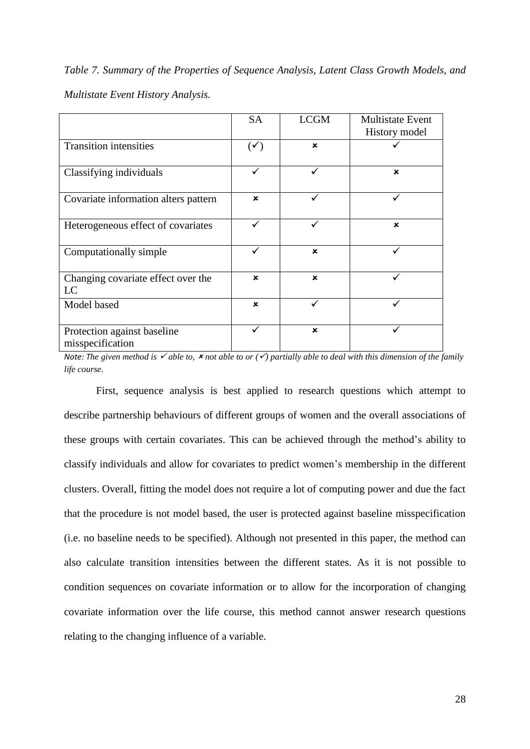*Table 7. Summary of the Properties of Sequence Analysis, Latent Class Growth Models, and Multistate Event History Analysis.*

| | SA | LCGM | Multistate Event History model |
|---|---|---|---|
| Transition intensities | (✓) | ✗ | ✓ |
| Classifying individuals | ✓ | ✓ | ✗ |
| Covariate information alters pattern | ✗ | ✓ | ✓ |
| Heterogeneous effect of covariates | ✓ | ✓ | ✗ |
| Computationally simple | ✓ | ✗ | ✓ |
| Changing covariate effect over the LC | ✗ | ✗ | ✓ |
| Model based | ✗ | ✓ | ✓ |
| Protection against baseline misspecification | ✓ | ✗ | ✓ |

*Note: The given method is ✓ able to, ✗ not able to or (✓) partially able to deal with this dimension of the family life course.*

First, sequence analysis is best applied to research questions which attempt to describe partnership behaviours of different groups of women and the overall associations of these groups with certain covariates. This can be achieved through the method's ability to classify individuals and allow for covariates to predict women's membership in the different clusters. Overall, fitting the model does not require a lot of computing power and due the fact that the procedure is not model based, the user is protected against baseline misspecification (i.e. no baseline needs to be specified). Although not presented in this paper, the method can also calculate transition intensities between the different states. As it is not possible to condition sequences on covariate information or to allow for the incorporation of changing covariate information over the life course, this method cannot answer research questions relating to the changing influence of a variable.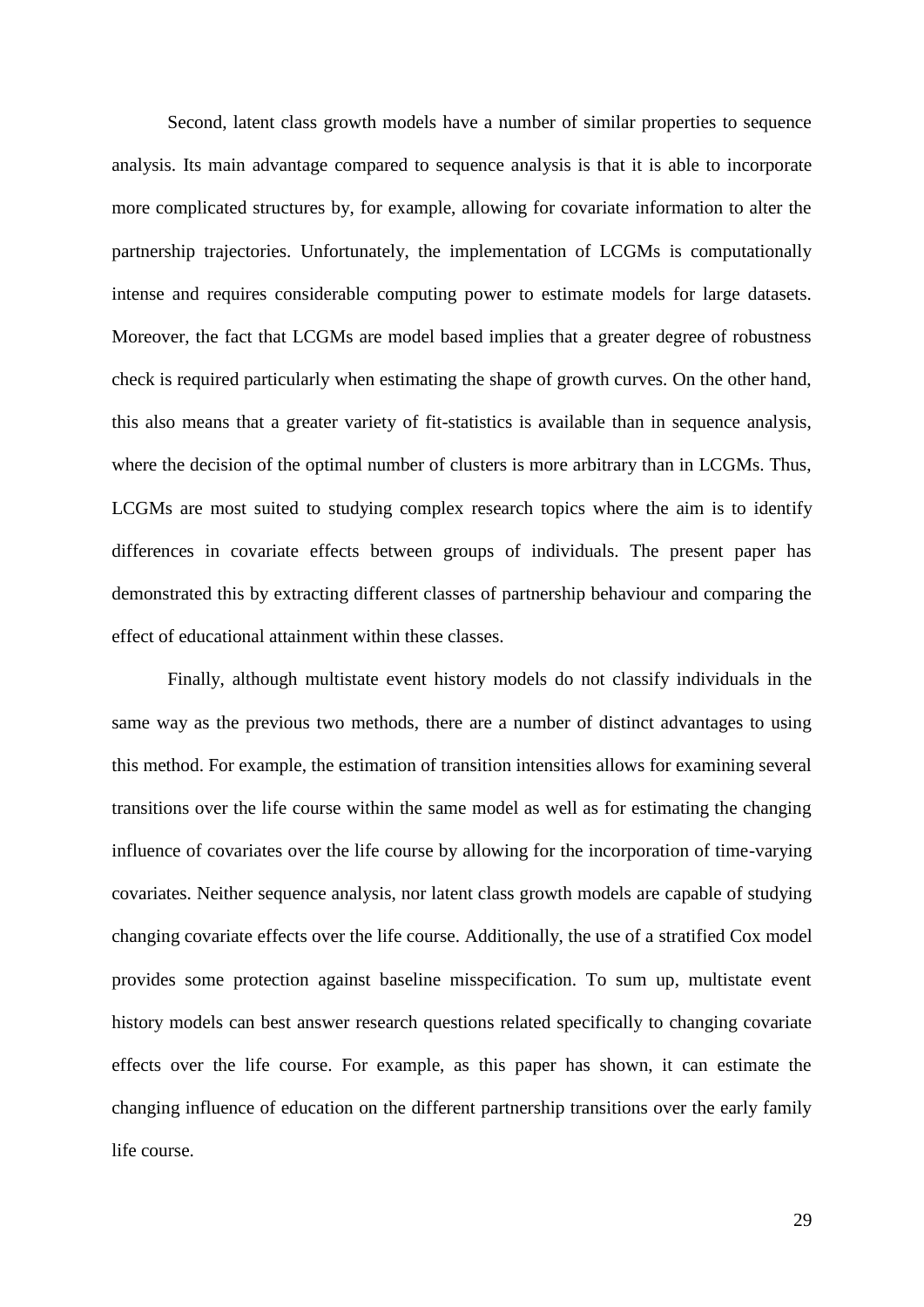Second, latent class growth models have a number of similar properties to sequence analysis. Its main advantage compared to sequence analysis is that it is able to incorporate more complicated structures by, for example, allowing for covariate information to alter the partnership trajectories. Unfortunately, the implementation of LCGMs is computationally intense and requires considerable computing power to estimate models for large datasets. Moreover, the fact that LCGMs are model based implies that a greater degree of robustness check is required particularly when estimating the shape of growth curves. On the other hand, this also means that a greater variety of fit-statistics is available than in sequence analysis, where the decision of the optimal number of clusters is more arbitrary than in LCGMs. Thus, LCGMs are most suited to studying complex research topics where the aim is to identify differences in covariate effects between groups of individuals. The present paper has demonstrated this by extracting different classes of partnership behaviour and comparing the effect of educational attainment within these classes.

Finally, although multistate event history models do not classify individuals in the same way as the previous two methods, there are a number of distinct advantages to using this method. For example, the estimation of transition intensities allows for examining several transitions over the life course within the same model as well as for estimating the changing influence of covariates over the life course by allowing for the incorporation of time-varying covariates. Neither sequence analysis, nor latent class growth models are capable of studying changing covariate effects over the life course. Additionally, the use of a stratified Cox model provides some protection against baseline misspecification. To sum up, multistate event history models can best answer research questions related specifically to changing covariate effects over the life course. For example, as this paper has shown, it can estimate the changing influence of education on the different partnership transitions over the early family life course.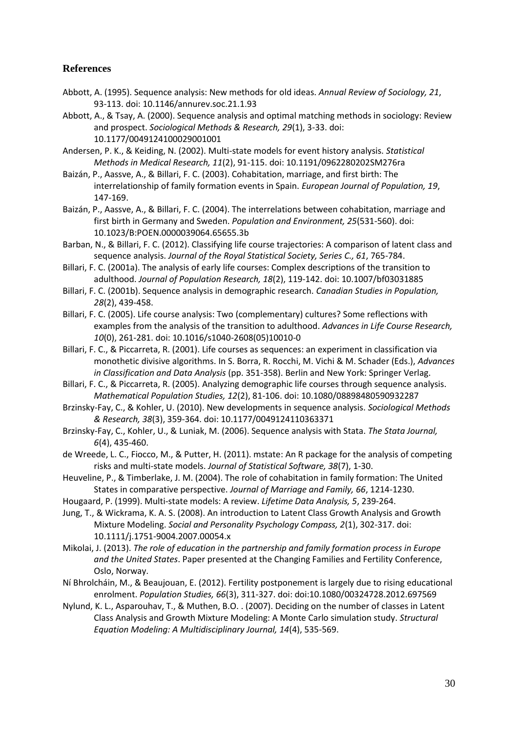## References

Abbott, A. (1995). Sequence analysis: New methods for old ideas. *Annual Review of Sociology, 21*, 93-113. doi: 10.1146/annurev.soc.21.1.93

Abbott, A., & Tsay, A. (2000). Sequence analysis and optimal matching methods in sociology: Review and prospect. *Sociological Methods & Research, 29*(1), 3-33. doi: 10.1177/0049124100029001001

Andersen, P. K., & Keiding, N. (2002). Multi-state models for event history analysis. *Statistical Methods in Medical Research, 11*(2), 91-115. doi: 10.1191/0962280202SM276ra

Baizán, P., Aassve, A., & Billari, F. C. (2003). Cohabitation, marriage, and first birth: The interrelationship of family formation events in Spain. *European Journal of Population, 19*, 147-169.

Baizán, P., Aassve, A., & Billari, F. C. (2004). The interrelations between cohabitation, marriage and first birth in Germany and Sweden. *Population and Environment, 25*(531-560). doi: 10.1023/B:POEN.0000039064.65655.3b

Barban, N., & Billari, F. C. (2012). Classifying life course trajectories: A comparison of latent class and sequence analysis. *Journal of the Royal Statistical Society, Series C., 61*, 765-784.

Billari, F. C. (2001a). The analysis of early life courses: Complex descriptions of the transition to adulthood. *Journal of Population Research, 18*(2), 119-142. doi: 10.1007/bf03031885

Billari, F. C. (2001b). Sequence analysis in demographic research. *Canadian Studies in Population, 28*(2), 439-458.

Billari, F. C. (2005). Life course analysis: Two (complementary) cultures? Some reflections with examples from the analysis of the transition to adulthood. *Advances in Life Course Research, 10*(0), 261-281. doi: 10.1016/s1040-2608(05)10010-0

Billari, F. C., & Piccarreta, R. (2001). Life courses as sequences: an experiment in classification via monothetic divisive algorithms. In S. Borra, R. Rocchi, M. Vichi & M. Schader (Eds.), *Advances in Classification and Data Analysis* (pp. 351-358). Berlin and New York: Springer Verlag.

Billari, F. C., & Piccarreta, R. (2005). Analyzing demographic life courses through sequence analysis. *Mathematical Population Studies, 12*(2), 81-106. doi: 10.1080/08898480590932287

Brzinsky-Fay, C., & Kohler, U. (2010). New developments in sequence analysis. *Sociological Methods & Research, 38*(3), 359-364. doi: 10.1177/0049124110363371

Brzinsky-Fay, C., Kohler, U., & Luniak, M. (2006). Sequence analysis with Stata. *The Stata Journal, 6*(4), 435-460.

de Wreede, L. C., Fiocco, M., & Putter, H. (2011). mstate: An R package for the analysis of competing risks and multi-state models. *Journal of Statistical Software, 38*(7), 1-30.

Heuveline, P., & Timberlake, J. M. (2004). The role of cohabitation in family formation: The United States in comparative perspective. *Journal of Marriage and Family, 66*, 1214-1230.

Hougaard, P. (1999). Multi-state models: A review. *Lifetime Data Analysis, 5*, 239-264.

Jung, T., & Wickrama, K. A. S. (2008). An introduction to Latent Class Growth Analysis and Growth Mixture Modeling. *Social and Personality Psychology Compass, 2*(1), 302-317. doi: 10.1111/j.1751-9004.2007.00054.x

Mikolai, J. (2013). *The role of education in the partnership and family formation process in Europe and the United States*. Paper presented at the Changing Families and Fertility Conference, Oslo, Norway.

Ní Bhrolcháin, M., & Beaujouan, E. (2012). Fertility postponement is largely due to rising educational enrolment. *Population Studies, 66*(3), 311-327. doi: doi:10.1080/00324728.2012.697569

Nylund, K. L., Asparouhav, T., & Muthen, B.O. . (2007). Deciding on the number of classes in Latent Class Analysis and Growth Mixture Modeling: A Monte Carlo simulation study. *Structural Equation Modeling: A Multidisciplinary Journal, 14*(4), 535-569.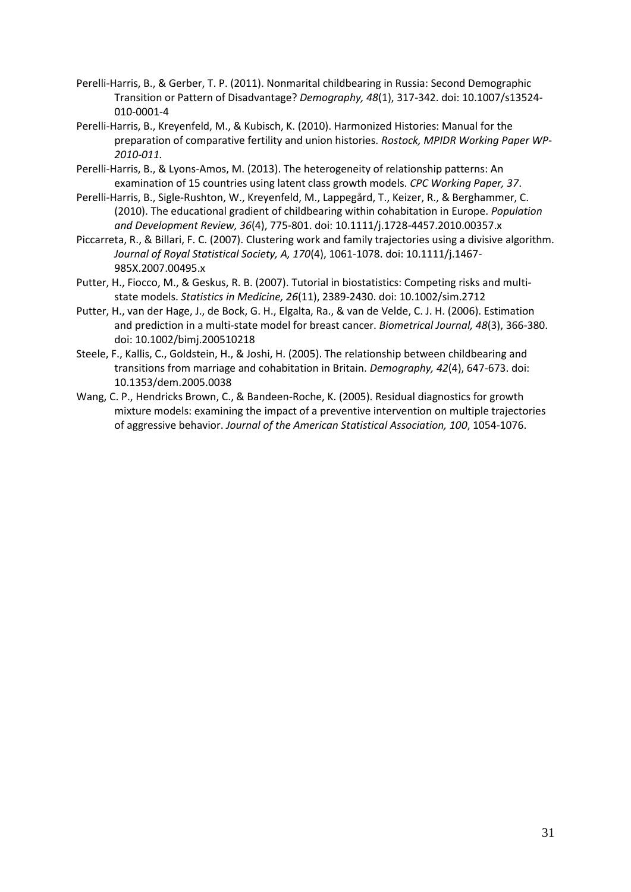Perelli-Harris, B., & Gerber, T. P. (2011). Nonmarital childbearing in Russia: Second Demographic Transition or Pattern of Disadvantage? *Demography, 48*(1), 317-342. doi: 10.1007/s13524-010-0001-4

Perelli-Harris, B., Kreyenfeld, M., & Kubisch, K. (2010). Harmonized Histories: Manual for the preparation of comparative fertility and union histories. *Rostock, MPIDR Working Paper WP-2010-011.*

Perelli-Harris, B., & Lyons-Amos, M. (2013). The heterogeneity of relationship patterns: An examination of 15 countries using latent class growth models. *CPC Working Paper, 37*.

Perelli-Harris, B., Sigle-Rushton, W., Kreyenfeld, M., Lappegård, T., Keizer, R., & Berghammer, C. (2010). The educational gradient of childbearing within cohabitation in Europe. *Population and Development Review, 36*(4), 775-801. doi: 10.1111/j.1728-4457.2010.00357.x

Piccarreta, R., & Billari, F. C. (2007). Clustering work and family trajectories using a divisive algorithm. *Journal of Royal Statistical Society, A, 170*(4), 1061-1078. doi: 10.1111/j.1467-985X.2007.00495.x

Putter, H., Fiocco, M., & Geskus, R. B. (2007). Tutorial in biostatistics: Competing risks and multi-state models. *Statistics in Medicine, 26*(11), 2389-2430. doi: 10.1002/sim.2712

Putter, H., van der Hage, J., de Bock, G. H., Elgalta, Ra., & van de Velde, C. J. H. (2006). Estimation and prediction in a multi-state model for breast cancer. *Biometrical Journal, 48*(3), 366-380. doi: 10.1002/bimj.200510218

Steele, F., Kallis, C., Goldstein, H., & Joshi, H. (2005). The relationship between childbearing and transitions from marriage and cohabitation in Britain. *Demography, 42*(4), 647-673. doi: 10.1353/dem.2005.0038

Wang, C. P., Hendricks Brown, C., & Bandeen-Roche, K. (2005). Residual diagnostics for growth mixture models: examining the impact of a preventive intervention on multiple trajectories of aggressive behavior. *Journal of the American Statistical Association, 100*, 1054-1076.